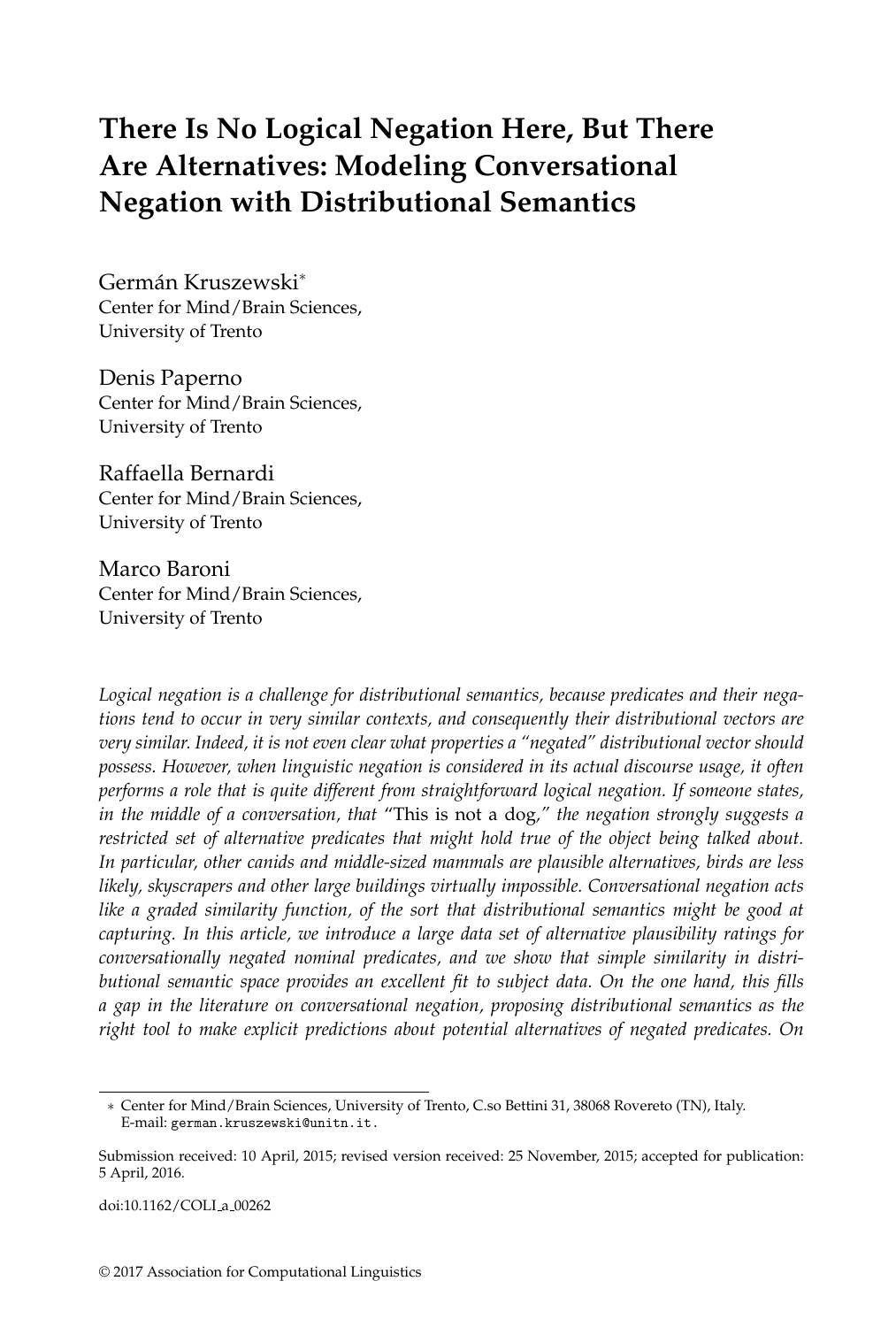# There Is No Logical Negation Here, But There Are Alternatives: Modeling Conversational Negation with Distributional Semantics

Germán Kruszewski*
Center for Mind/Brain Sciences,
University of Trento

Denis Paperno
Center for Mind/Brain Sciences,
University of Trento

Raffaella Bernardi
Center for Mind/Brain Sciences,
University of Trento

Marco Baroni
Center for Mind/Brain Sciences,
University of Trento

*Logical negation is a challenge for distributional semantics, because predicates and their negations tend to occur in very similar contexts, and consequently their distributional vectors are very similar. Indeed, it is not even clear what properties a "negated" distributional vector should possess. However, when linguistic negation is considered in its actual discourse usage, it often performs a role that is quite different from straightforward logical negation. If someone states, in the middle of a conversation, that* "This is not a dog," *the negation strongly suggests a restricted set of alternative predicates that might hold true of the object being talked about. In particular, other canids and middle-sized mammals are plausible alternatives, birds are less likely, skyscrapers and other large buildings virtually impossible. Conversational negation acts like a graded similarity function, of the sort that distributional semantics might be good at capturing. In this article, we introduce a large data set of alternative plausibility ratings for conversationally negated nominal predicates, and we show that simple similarity in distributional semantic space provides an excellent fit to subject data. On the one hand, this fills a gap in the literature on conversational negation, proposing distributional semantics as the right tool to make explicit predictions about potential alternatives of negated predicates. On*

---

* Center for Mind/Brain Sciences, University of Trento, C.so Bettini 31, 38068 Rovereto (TN), Italy. E-mail: german.kruszewski@unitn.it.

Submission received: 10 April, 2015; revised version received: 25 November, 2015; accepted for publication: 5 April, 2016.

doi:10.1162/COLI_a_00262

© 2017 Association for Computational Linguistics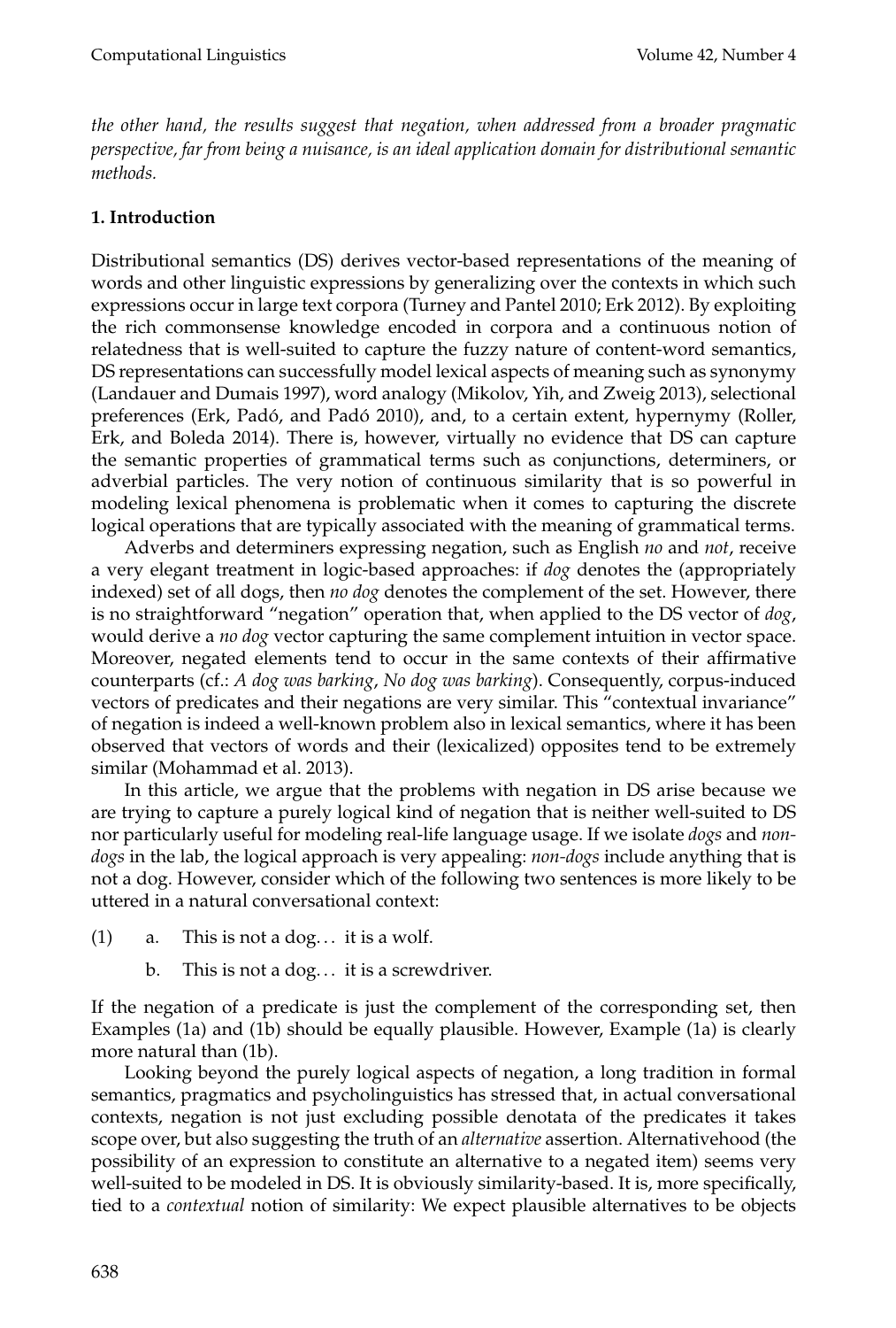*the other hand, the results suggest that negation, when addressed from a broader pragmatic perspective, far from being a nuisance, is an ideal application domain for distributional semantic methods.*

## 1. Introduction

Distributional semantics (DS) derives vector-based representations of the meaning of words and other linguistic expressions by generalizing over the contexts in which such expressions occur in large text corpora (Turney and Pantel 2010; Erk 2012). By exploiting the rich commonsense knowledge encoded in corpora and a continuous notion of relatedness that is well-suited to capture the fuzzy nature of content-word semantics, DS representations can successfully model lexical aspects of meaning such as synonymy (Landauer and Dumais 1997), word analogy (Mikolov, Yih, and Zweig 2013), selectional preferences (Erk, Padó, and Padó 2010), and, to a certain extent, hypernymy (Roller, Erk, and Boleda 2014). There is, however, virtually no evidence that DS can capture the semantic properties of grammatical terms such as conjunctions, determiners, or adverbial particles. The very notion of continuous similarity that is so powerful in modeling lexical phenomena is problematic when it comes to capturing the discrete logical operations that are typically associated with the meaning of grammatical terms.

Adverbs and determiners expressing negation, such as English *no* and *not*, receive a very elegant treatment in logic-based approaches: if *dog* denotes the (appropriately indexed) set of all dogs, then *no dog* denotes the complement of the set. However, there is no straightforward "negation" operation that, when applied to the DS vector of *dog*, would derive a *no dog* vector capturing the same complement intuition in vector space. Moreover, negated elements tend to occur in the same contexts of their affirmative counterparts (cf.: *A dog was barking*, *No dog was barking*). Consequently, corpus-induced vectors of predicates and their negations are very similar. This "contextual invariance" of negation is indeed a well-known problem also in lexical semantics, where it has been observed that vectors of words and their (lexicalized) opposites tend to be extremely similar (Mohammad et al. 2013).

In this article, we argue that the problems with negation in DS arise because we are trying to capture a purely logical kind of negation that is neither well-suited to DS nor particularly useful for modeling real-life language usage. If we isolate *dogs* and *non-dogs* in the lab, the logical approach is very appealing: *non-dogs* include anything that is not a dog. However, consider which of the following two sentences is more likely to be uttered in a natural conversational context:

(1) a. This is not a dog... it is a wolf.

b. This is not a dog... it is a screwdriver.

If the negation of a predicate is just the complement of the corresponding set, then Examples (1a) and (1b) should be equally plausible. However, Example (1a) is clearly more natural than (1b).

Looking beyond the purely logical aspects of negation, a long tradition in formal semantics, pragmatics and psycholinguistics has stressed that, in actual conversational contexts, negation is not just excluding possible denotata of the predicates it takes scope over, but also suggesting the truth of an *alternative* assertion. Alternativehood (the possibility of an expression to constitute an alternative to a negated item) seems very well-suited to be modeled in DS. It is obviously similarity-based. It is, more specifically, tied to a *contextual* notion of similarity: We expect plausible alternatives to be objects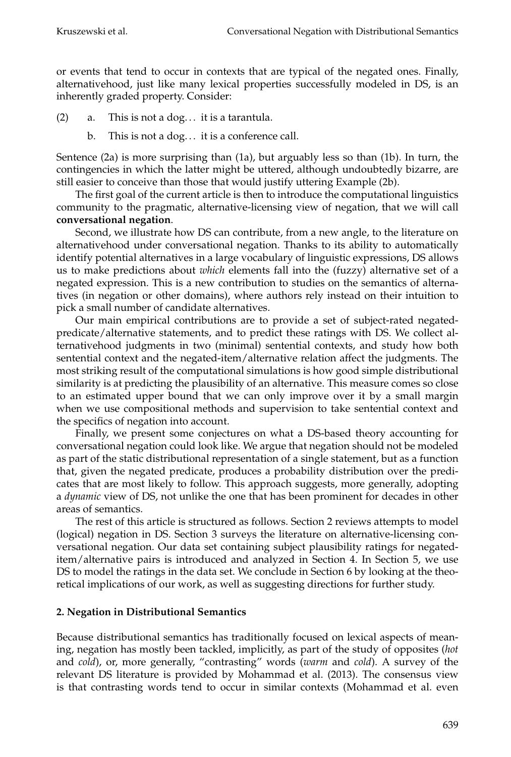or events that tend to occur in contexts that are typical of the negated ones. Finally, alternativehood, just like many lexical properties successfully modeled in DS, is an inherently graded property. Consider:

(2) a. This is not a dog… it is a tarantula.

 b. This is not a dog… it is a conference call.

Sentence (2a) is more surprising than (1a), but arguably less so than (1b). In turn, the contingencies in which the latter might be uttered, although undoubtedly bizarre, are still easier to conceive than those that would justify uttering Example (2b).

The first goal of the current article is then to introduce the computational linguistics community to the pragmatic, alternative-licensing view of negation, that we will call **conversational negation**.

Second, we illustrate how DS can contribute, from a new angle, to the literature on alternativehood under conversational negation. Thanks to its ability to automatically identify potential alternatives in a large vocabulary of linguistic expressions, DS allows us to make predictions about *which* elements fall into the (fuzzy) alternative set of a negated expression. This is a new contribution to studies on the semantics of alternatives (in negation or other domains), where authors rely instead on their intuition to pick a small number of candidate alternatives.

Our main empirical contributions are to provide a set of subject-rated negated-predicate/alternative statements, and to predict these ratings with DS. We collect alternativehood judgments in two (minimal) sentential contexts, and study how both sentential context and the negated-item/alternative relation affect the judgments. The most striking result of the computational simulations is how good simple distributional similarity is at predicting the plausibility of an alternative. This measure comes so close to an estimated upper bound that we can only improve over it by a small margin when we use compositional methods and supervision to take sentential context and the specifics of negation into account.

Finally, we present some conjectures on what a DS-based theory accounting for conversational negation could look like. We argue that negation should not be modeled as part of the static distributional representation of a single statement, but as a function that, given the negated predicate, produces a probability distribution over the predicates that are most likely to follow. This approach suggests, more generally, adopting a *dynamic* view of DS, not unlike the one that has been prominent for decades in other areas of semantics.

The rest of this article is structured as follows. Section 2 reviews attempts to model (logical) negation in DS. Section 3 surveys the literature on alternative-licensing conversational negation. Our data set containing subject plausibility ratings for negated-item/alternative pairs is introduced and analyzed in Section 4. In Section 5, we use DS to model the ratings in the data set. We conclude in Section 6 by looking at the theoretical implications of our work, as well as suggesting directions for further study.

## 2. Negation in Distributional Semantics

Because distributional semantics has traditionally focused on lexical aspects of meaning, negation has mostly been tackled, implicitly, as part of the study of opposites (*hot* and *cold*), or, more generally, "contrasting" words (*warm* and *cold*). A survey of the relevant DS literature is provided by Mohammad et al. (2013). The consensus view is that contrasting words tend to occur in similar contexts (Mohammad et al. even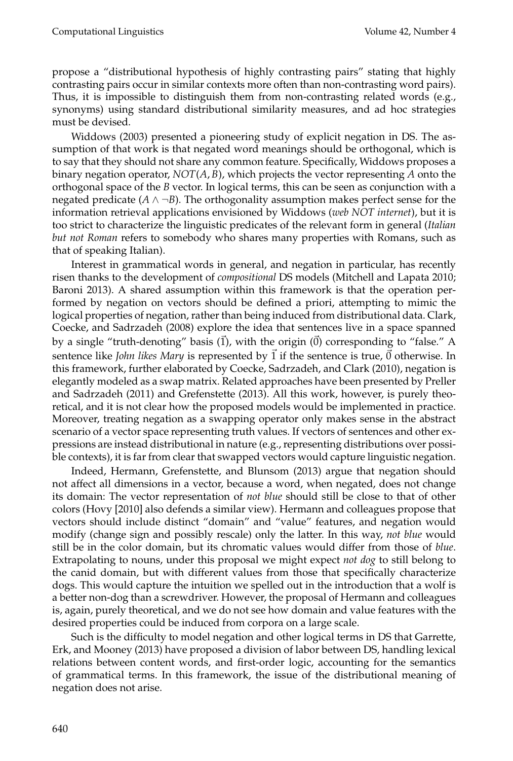propose a "distributional hypothesis of highly contrasting pairs" stating that highly contrasting pairs occur in similar contexts more often than non-contrasting word pairs). Thus, it is impossible to distinguish them from non-contrasting related words (e.g., synonyms) using standard distributional similarity measures, and ad hoc strategies must be devised.

Widdows (2003) presented a pioneering study of explicit negation in DS. The assumption of that work is that negated word meanings should be orthogonal, which is to say that they should not share any common feature. Specifically, Widdows proposes a binary negation operator, $NOT(A, B)$, which projects the vector representing $A$ onto the orthogonal space of the $B$ vector. In logical terms, this can be seen as conjunction with a negated predicate ($A \wedge \neg B$). The orthogonality assumption makes perfect sense for the information retrieval applications envisioned by Widdows (*web NOT internet*), but it is too strict to characterize the linguistic predicates of the relevant form in general (*Italian but not Roman* refers to somebody who shares many properties with Romans, such as that of speaking Italian).

Interest in grammatical words in general, and negation in particular, has recently risen thanks to the development of *compositional* DS models (Mitchell and Lapata 2010; Baroni 2013). A shared assumption within this framework is that the operation performed by negation on vectors should be defined a priori, attempting to mimic the logical properties of negation, rather than being induced from distributional data. Clark, Coecke, and Sadrzadeh (2008) explore the idea that sentences live in a space spanned by a single "truth-denoting" basis ($\vec{1}$), with the origin ($\vec{0}$) corresponding to "false." A sentence like *John likes Mary* is represented by $\vec{1}$ if the sentence is true, $\vec{0}$ otherwise. In this framework, further elaborated by Coecke, Sadrzadeh, and Clark (2010), negation is elegantly modeled as a swap matrix. Related approaches have been presented by Preller and Sadrzadeh (2011) and Grefenstette (2013). All this work, however, is purely theoretical, and it is not clear how the proposed models would be implemented in practice. Moreover, treating negation as a swapping operator only makes sense in the abstract scenario of a vector space representing truth values. If vectors of sentences and other expressions are instead distributional in nature (e.g., representing distributions over possible contexts), it is far from clear that swapped vectors would capture linguistic negation.

Indeed, Hermann, Grefenstette, and Blunsom (2013) argue that negation should not affect all dimensions in a vector, because a word, when negated, does not change its domain: The vector representation of *not blue* should still be close to that of other colors (Hovy [2010] also defends a similar view). Hermann and colleagues propose that vectors should include distinct "domain" and "value" features, and negation would modify (change sign and possibly rescale) only the latter. In this way, *not blue* would still be in the color domain, but its chromatic values would differ from those of *blue*. Extrapolating to nouns, under this proposal we might expect *not dog* to still belong to the canid domain, but with different values from those that specifically characterize dogs. This would capture the intuition we spelled out in the introduction that a wolf is a better non-dog than a screwdriver. However, the proposal of Hermann and colleagues is, again, purely theoretical, and we do not see how domain and value features with the desired properties could be induced from corpora on a large scale.

Such is the difficulty to model negation and other logical terms in DS that Garrette, Erk, and Mooney (2013) have proposed a division of labor between DS, handling lexical relations between content words, and first-order logic, accounting for the semantics of grammatical terms. In this framework, the issue of the distributional meaning of negation does not arise.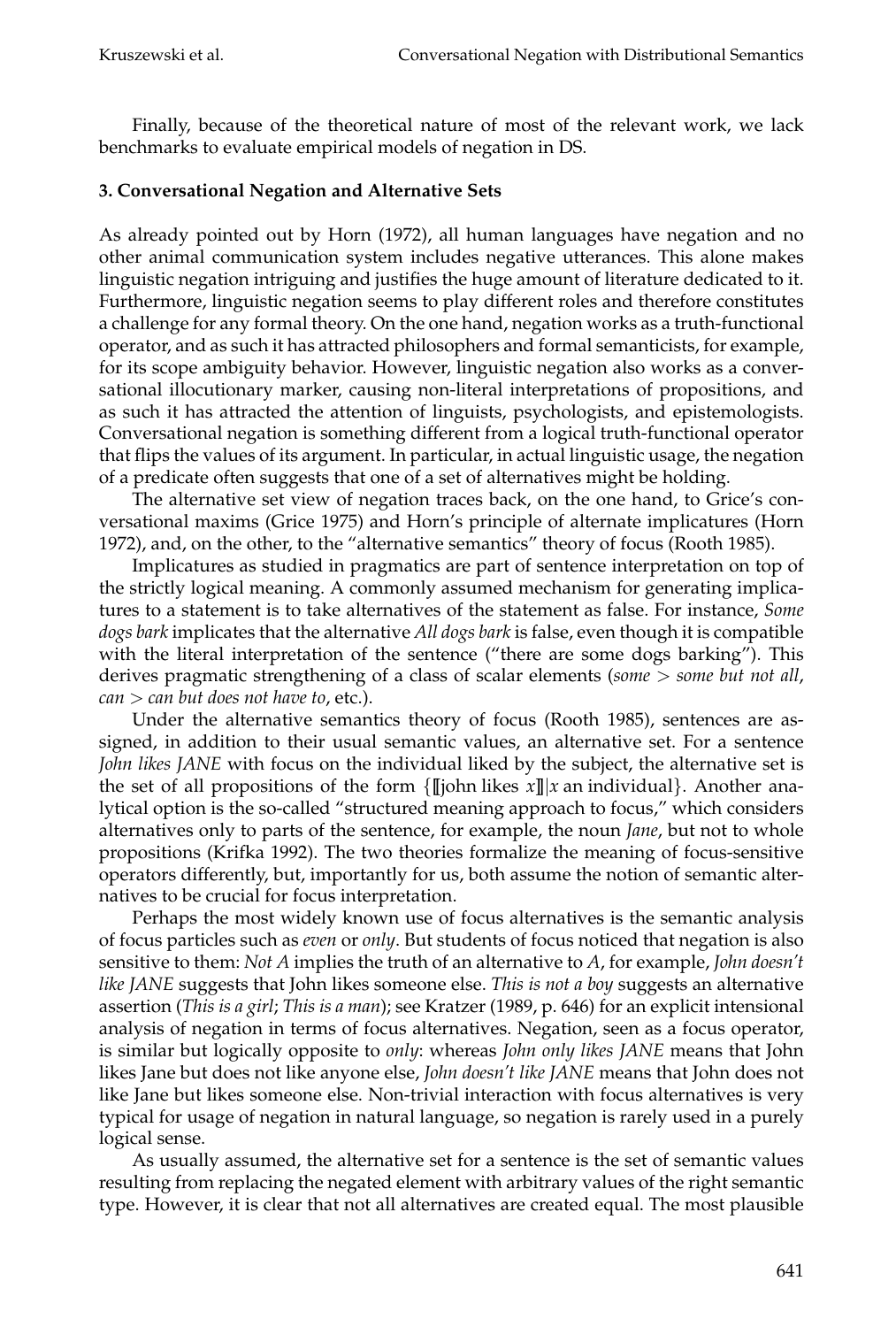Finally, because of the theoretical nature of most of the relevant work, we lack benchmarks to evaluate empirical models of negation in DS.

### 3. Conversational Negation and Alternative Sets

As already pointed out by Horn (1972), all human languages have negation and no other animal communication system includes negative utterances. This alone makes linguistic negation intriguing and justifies the huge amount of literature dedicated to it. Furthermore, linguistic negation seems to play different roles and therefore constitutes a challenge for any formal theory. On the one hand, negation works as a truth-functional operator, and as such it has attracted philosophers and formal semanticists, for example, for its scope ambiguity behavior. However, linguistic negation also works as a conversational illocutionary marker, causing non-literal interpretations of propositions, and as such it has attracted the attention of linguists, psychologists, and epistemologists. Conversational negation is something different from a logical truth-functional operator that flips the values of its argument. In particular, in actual linguistic usage, the negation of a predicate often suggests that one of a set of alternatives might be holding.

The alternative set view of negation traces back, on the one hand, to Grice's conversational maxims (Grice 1975) and Horn's principle of alternate implicatures (Horn 1972), and, on the other, to the "alternative semantics" theory of focus (Rooth 1985).

Implicatures as studied in pragmatics are part of sentence interpretation on top of the strictly logical meaning. A commonly assumed mechanism for generating implicatures to a statement is to take alternatives of the statement as false. For instance, *Some dogs bark* implicates that the alternative *All dogs bark* is false, even though it is compatible with the literal interpretation of the sentence ("there are some dogs barking"). This derives pragmatic strengthening of a class of scalar elements (*some* > *some but not all*, *can* > *can but does not have to*, etc.).

Under the alternative semantics theory of focus (Rooth 1985), sentences are assigned, in addition to their usual semantic values, an alternative set. For a sentence *John likes JANE* with focus on the individual liked by the subject, the alternative set is the set of all propositions of the form $\{[\![\text{john likes } x]\!] | x \text{ an individual}\}$. Another analytical option is the so-called "structured meaning approach to focus," which considers alternatives only to parts of the sentence, for example, the noun *Jane*, but not to whole propositions (Krifka 1992). The two theories formalize the meaning of focus-sensitive operators differently, but, importantly for us, both assume the notion of semantic alternatives to be crucial for focus interpretation.

Perhaps the most widely known use of focus alternatives is the semantic analysis of focus particles such as *even* or *only*. But students of focus noticed that negation is also sensitive to them: *Not A* implies the truth of an alternative to *A*, for example, *John doesn't like JANE* suggests that John likes someone else. *This is not a boy* suggests an alternative assertion (*This is a girl*; *This is a man*); see Kratzer (1989, p. 646) for an explicit intensional analysis of negation in terms of focus alternatives. Negation, seen as a focus operator, is similar but logically opposite to *only*: whereas *John only likes JANE* means that John likes Jane but does not like anyone else, *John doesn't like JANE* means that John does not like Jane but likes someone else. Non-trivial interaction with focus alternatives is very typical for usage of negation in natural language, so negation is rarely used in a purely logical sense.

As usually assumed, the alternative set for a sentence is the set of semantic values resulting from replacing the negated element with arbitrary values of the right semantic type. However, it is clear that not all alternatives are created equal. The most plausible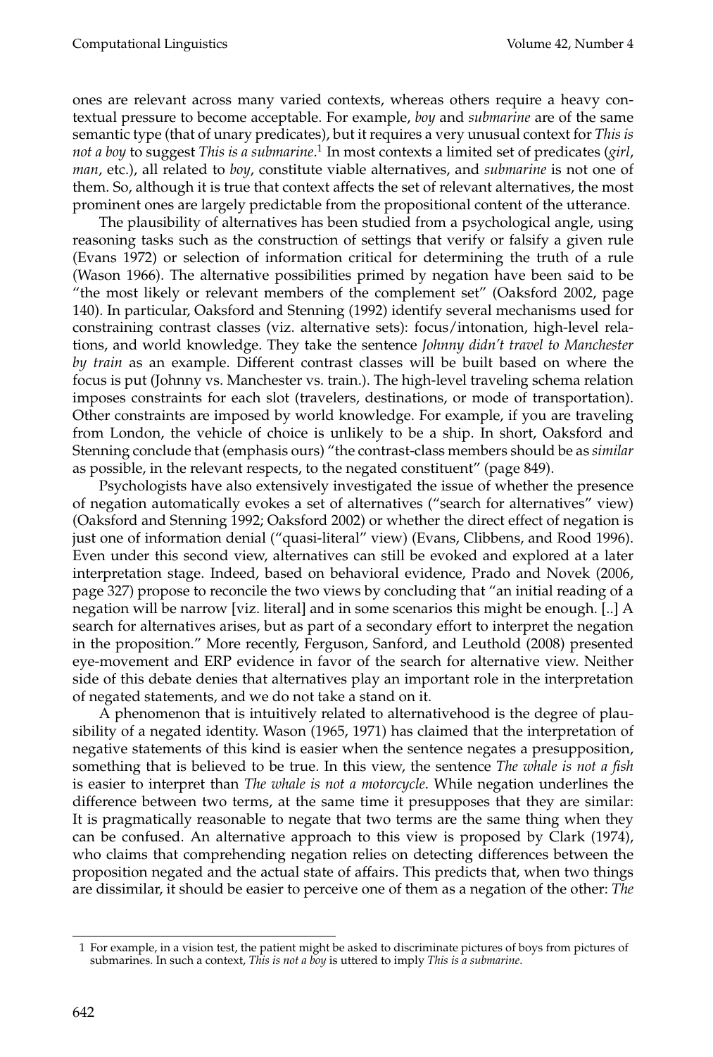ones are relevant across many varied contexts, whereas others require a heavy contextual pressure to become acceptable. For example, *boy* and *submarine* are of the same semantic type (that of unary predicates), but it requires a very unusual context for *This is not a boy* to suggest *This is a submarine*.[1] In most contexts a limited set of predicates (*girl*, *man*, etc.), all related to *boy*, constitute viable alternatives, and *submarine* is not one of them. So, although it is true that context affects the set of relevant alternatives, the most prominent ones are largely predictable from the propositional content of the utterance.

The plausibility of alternatives has been studied from a psychological angle, using reasoning tasks such as the construction of settings that verify or falsify a given rule (Evans 1972) or selection of information critical for determining the truth of a rule (Wason 1966). The alternative possibilities primed by negation have been said to be "the most likely or relevant members of the complement set" (Oaksford 2002, page 140). In particular, Oaksford and Stenning (1992) identify several mechanisms used for constraining contrast classes (viz. alternative sets): focus/intonation, high-level relations, and world knowledge. They take the sentence *Johnny didn't travel to Manchester by train* as an example. Different contrast classes will be built based on where the focus is put (Johnny vs. Manchester vs. train.). The high-level traveling schema relation imposes constraints for each slot (travelers, destinations, or mode of transportation). Other constraints are imposed by world knowledge. For example, if you are traveling from London, the vehicle of choice is unlikely to be a ship. In short, Oaksford and Stenning conclude that (emphasis ours) "the contrast-class members should be as *similar* as possible, in the relevant respects, to the negated constituent" (page 849).

Psychologists have also extensively investigated the issue of whether the presence of negation automatically evokes a set of alternatives ("search for alternatives" view) (Oaksford and Stenning 1992; Oaksford 2002) or whether the direct effect of negation is just one of information denial ("quasi-literal" view) (Evans, Clibbens, and Rood 1996). Even under this second view, alternatives can still be evoked and explored at a later interpretation stage. Indeed, based on behavioral evidence, Prado and Novek (2006, page 327) propose to reconcile the two views by concluding that "an initial reading of a negation will be narrow [viz. literal] and in some scenarios this might be enough. [..] A search for alternatives arises, but as part of a secondary effort to interpret the negation in the proposition." More recently, Ferguson, Sanford, and Leuthold (2008) presented eye-movement and ERP evidence in favor of the search for alternative view. Neither side of this debate denies that alternatives play an important role in the interpretation of negated statements, and we do not take a stand on it.

A phenomenon that is intuitively related to alternativehood is the degree of plausibility of a negated identity. Wason (1965, 1971) has claimed that the interpretation of negative statements of this kind is easier when the sentence negates a presupposition, something that is believed to be true. In this view, the sentence *The whale is not a fish* is easier to interpret than *The whale is not a motorcycle*. While negation underlines the difference between two terms, at the same time it presupposes that they are similar: It is pragmatically reasonable to negate that two terms are the same thing when they can be confused. An alternative approach to this view is proposed by Clark (1974), who claims that comprehending negation relies on detecting differences between the proposition negated and the actual state of affairs. This predicts that, when two things are dissimilar, it should be easier to perceive one of them as a negation of the other: *The*

1 For example, in a vision test, the patient might be asked to discriminate pictures of boys from pictures of submarines. In such a context, *This is not a boy* is uttered to imply *This is a submarine*.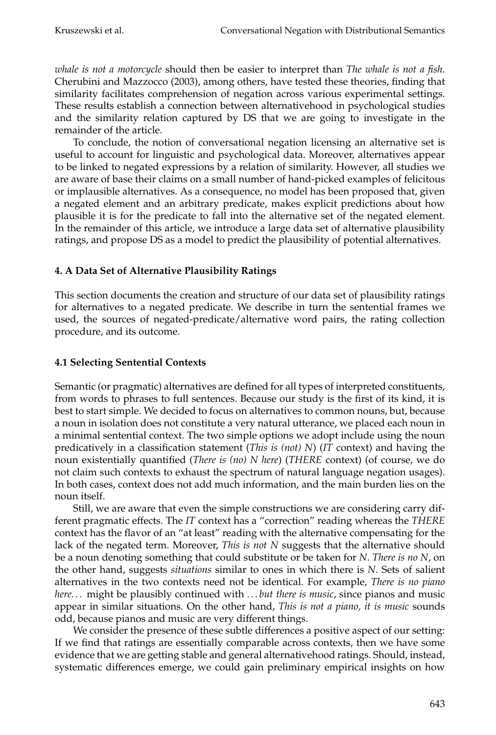*whale is not a motorcycle* should then be easier to interpret than *The whale is not a fish*. Cherubini and Mazzocco (2003), among others, have tested these theories, finding that similarity facilitates comprehension of negation across various experimental settings. These results establish a connection between alternativehood in psychological studies and the similarity relation captured by DS that we are going to investigate in the remainder of the article.

To conclude, the notion of conversational negation licensing an alternative set is useful to account for linguistic and psychological data. Moreover, alternatives appear to be linked to negated expressions by a relation of similarity. However, all studies we are aware of base their claims on a small number of hand-picked examples of felicitous or implausible alternatives. As a consequence, no model has been proposed that, given a negated element and an arbitrary predicate, makes explicit predictions about how plausible it is for the predicate to fall into the alternative set of the negated element. In the remainder of this article, we introduce a large data set of alternative plausibility ratings, and propose DS as a model to predict the plausibility of potential alternatives.

## 4. A Data Set of Alternative Plausibility Ratings

This section documents the creation and structure of our data set of plausibility ratings for alternatives to a negated predicate. We describe in turn the sentential frames we used, the sources of negated-predicate/alternative word pairs, the rating collection procedure, and its outcome.

### 4.1 Selecting Sentential Contexts

Semantic (or pragmatic) alternatives are defined for all types of interpreted constituents, from words to phrases to full sentences. Because our study is the first of its kind, it is best to start simple. We decided to focus on alternatives to common nouns, but, because a noun in isolation does not constitute a very natural utterance, we placed each noun in a minimal sentential context. The two simple options we adopt include using the noun predicatively in a classification statement (*This is (not) N*) (*IT* context) and having the noun existentially quantified (*There is (no) N here*) (*THERE* context) (of course, we do not claim such contexts to exhaust the spectrum of natural language negation usages). In both cases, context does not add much information, and the main burden lies on the noun itself.

Still, we are aware that even the simple constructions we are considering carry different pragmatic effects. The *IT* context has a "correction" reading whereas the *THERE* context has the flavor of an "at least" reading with the alternative compensating for the lack of the negated term. Moreover, *This is not N* suggests that the alternative should be a noun denoting something that could substitute or be taken for *N*. *There is no N*, on the other hand, suggests *situations* similar to ones in which there is *N*. Sets of salient alternatives in the two contexts need not be identical. For example, *There is no piano here...* might be plausibly continued with *...but there is music*, since pianos and music appear in similar situations. On the other hand, *This is not a piano, it is music* sounds odd, because pianos and music are very different things.

We consider the presence of these subtle differences a positive aspect of our setting: If we find that ratings are essentially comparable across contexts, then we have some evidence that we are getting stable and general alternativehood ratings. Should, instead, systematic differences emerge, we could gain preliminary empirical insights on how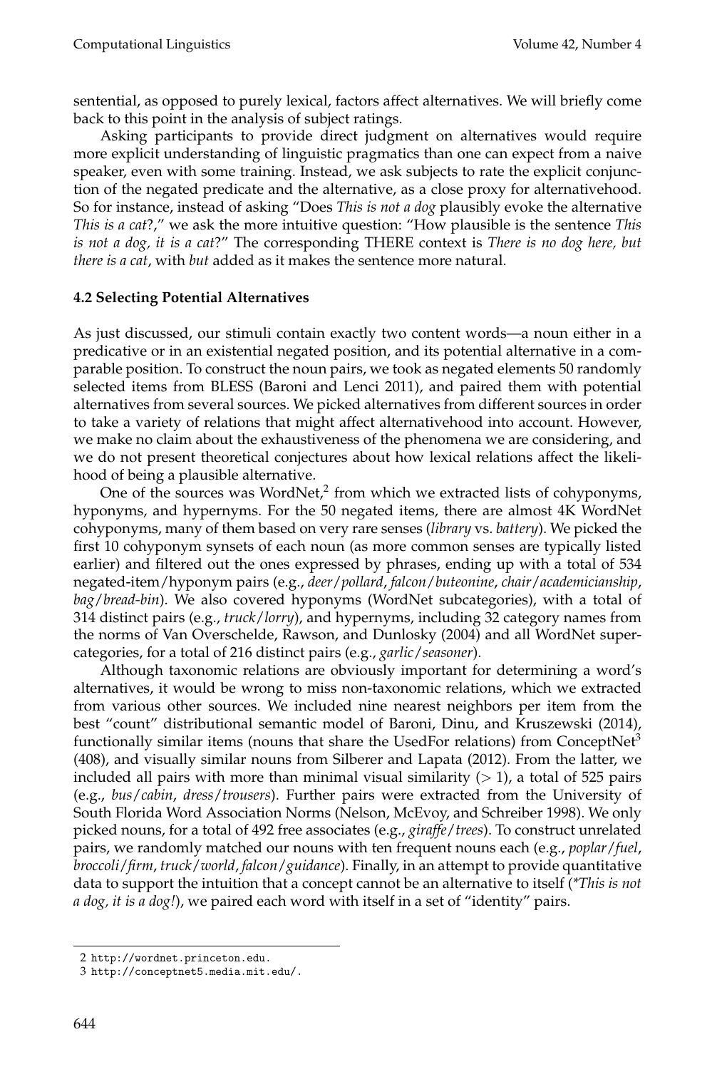sentential, as opposed to purely lexical, factors affect alternatives. We will briefly come back to this point in the analysis of subject ratings.

Asking participants to provide direct judgment on alternatives would require more explicit understanding of linguistic pragmatics than one can expect from a naive speaker, even with some training. Instead, we ask subjects to rate the explicit conjunction of the negated predicate and the alternative, as a close proxy for alternativehood. So for instance, instead of asking "Does *This is not a dog* plausibly evoke the alternative *This is a cat*?," we ask the more intuitive question: "How plausible is the sentence *This is not a dog, it is a cat*?" The corresponding THERE context is *There is no dog here, but there is a cat*, with *but* added as it makes the sentence more natural.

### 4.2 Selecting Potential Alternatives

As just discussed, our stimuli contain exactly two content words—a noun either in a predicative or in an existential negated position, and its potential alternative in a comparable position. To construct the noun pairs, we took as negated elements 50 randomly selected items from BLESS (Baroni and Lenci 2011), and paired them with potential alternatives from several sources. We picked alternatives from different sources in order to take a variety of relations that might affect alternativehood into account. However, we make no claim about the exhaustiveness of the phenomena we are considering, and we do not present theoretical conjectures about how lexical relations affect the likelihood of being a plausible alternative.

One of the sources was WordNet,[2] from which we extracted lists of cohyponyms, hyponyms, and hypernyms. For the 50 negated items, there are almost 4K WordNet cohyponyms, many of them based on very rare senses (*library* vs. *battery*). We picked the first 10 cohyponym synsets of each noun (as more common senses are typically listed earlier) and filtered out the ones expressed by phrases, ending up with a total of 534 negated-item/hyponym pairs (e.g., *deer*/*pollard*, *falcon*/*buteonine*, *chair*/*academicianship*, *bag*/*bread-bin*). We also covered hyponyms (WordNet subcategories), with a total of 314 distinct pairs (e.g., *truck*/*lorry*), and hypernyms, including 32 category names from the norms of Van Overschelde, Rawson, and Dunlosky (2004) and all WordNet supercategories, for a total of 216 distinct pairs (e.g., *garlic*/*seasoner*).

Although taxonomic relations are obviously important for determining a word's alternatives, it would be wrong to miss non-taxonomic relations, which we extracted from various other sources. We included nine nearest neighbors per item from the best "count" distributional semantic model of Baroni, Dinu, and Kruszewski (2014), functionally similar items (nouns that share the UsedFor relations) from ConceptNet[3] (408), and visually similar nouns from Silberer and Lapata (2012). From the latter, we included all pairs with more than minimal visual similarity ($> 1$), a total of 525 pairs (e.g., *bus*/*cabin*, *dress*/*trousers*). Further pairs were extracted from the University of South Florida Word Association Norms (Nelson, McEvoy, and Schreiber 1998). We only picked nouns, for a total of 492 free associates (e.g., *giraffe*/*trees*). To construct unrelated pairs, we randomly matched our nouns with ten frequent nouns each (e.g., *poplar*/*fuel*, *broccoli*/*firm*, *truck*/*world*, *falcon*/*guidance*). Finally, in an attempt to provide quantitative data to support the intuition that a concept cannot be an alternative to itself (*\*This is not a dog, it is a dog!*), we paired each word with itself in a set of "identity" pairs.

---

2 http://wordnet.princeton.edu.

3 http://conceptnet5.media.mit.edu/.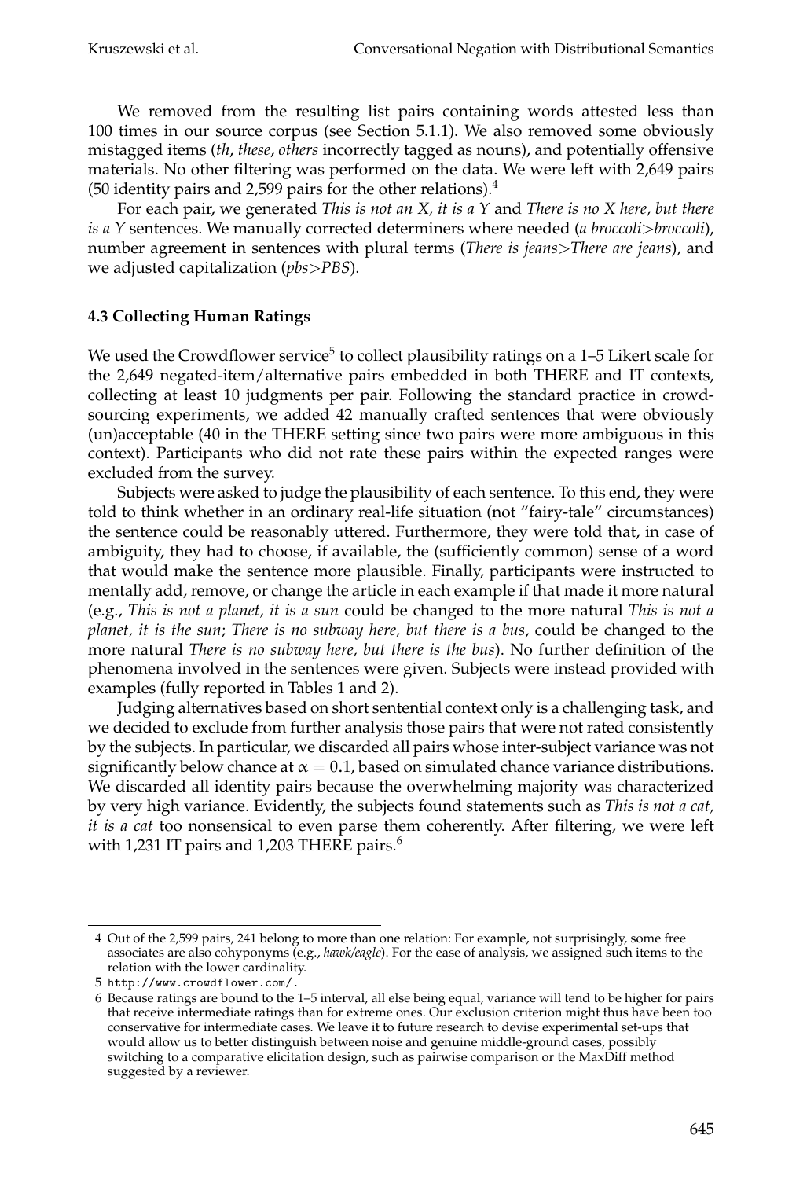We removed from the resulting list pairs containing words attested less than 100 times in our source corpus (see Section 5.1.1). We also removed some obviously mistagged items (*th*, *these*, *others* incorrectly tagged as nouns), and potentially offensive materials. No other filtering was performed on the data. We were left with 2,649 pairs (50 identity pairs and 2,599 pairs for the other relations).[4]

For each pair, we generated *This is not an X, it is a Y* and *There is no X here, but there is a Y* sentences. We manually corrected determiners where needed (*a broccoli>broccoli*), number agreement in sentences with plural terms (*There is jeans>There are jeans*), and we adjusted capitalization (*pbs>PBS*).

### 4.3 Collecting Human Ratings

We used the Crowdflower service[5] to collect plausibility ratings on a 1–5 Likert scale for the 2,649 negated-item/alternative pairs embedded in both THERE and IT contexts, collecting at least 10 judgments per pair. Following the standard practice in crowdsourcing experiments, we added 42 manually crafted sentences that were obviously (un)acceptable (40 in the THERE setting since two pairs were more ambiguous in this context). Participants who did not rate these pairs within the expected ranges were excluded from the survey.

Subjects were asked to judge the plausibility of each sentence. To this end, they were told to think whether in an ordinary real-life situation (not "fairy-tale" circumstances) the sentence could be reasonably uttered. Furthermore, they were told that, in case of ambiguity, they had to choose, if available, the (sufficiently common) sense of a word that would make the sentence more plausible. Finally, participants were instructed to mentally add, remove, or change the article in each example if that made it more natural (e.g., *This is not a planet, it is a sun* could be changed to the more natural *This is not a planet, it is the sun*; *There is no subway here, but there is a bus*, could be changed to the more natural *There is no subway here, but there is the bus*). No further definition of the phenomena involved in the sentences were given. Subjects were instead provided with examples (fully reported in Tables 1 and 2).

Judging alternatives based on short sentential context only is a challenging task, and we decided to exclude from further analysis those pairs that were not rated consistently by the subjects. In particular, we discarded all pairs whose inter-subject variance was not significantly below chance at $\alpha = 0.1$, based on simulated chance variance distributions. We discarded all identity pairs because the overwhelming majority was characterized by very high variance. Evidently, the subjects found statements such as *This is not a cat, it is a cat* too nonsensical to even parse them coherently. After filtering, we were left with 1,231 IT pairs and 1,203 THERE pairs.[6]

---

4 Out of the 2,599 pairs, 241 belong to more than one relation: For example, not surprisingly, some free associates are also cohyponyms (e.g., *hawk/eagle*). For the ease of analysis, we assigned such items to the relation with the lower cardinality.

5 http://www.crowdflower.com/.

6 Because ratings are bound to the 1–5 interval, all else being equal, variance will tend to be higher for pairs that receive intermediate ratings than for extreme ones. Our exclusion criterion might thus have been too conservative for intermediate cases. We leave it to future research to devise experimental set-ups that would allow us to better distinguish between noise and genuine middle-ground cases, possibly switching to a comparative elicitation design, such as pairwise comparison or the MaxDiff method suggested by a reviewer.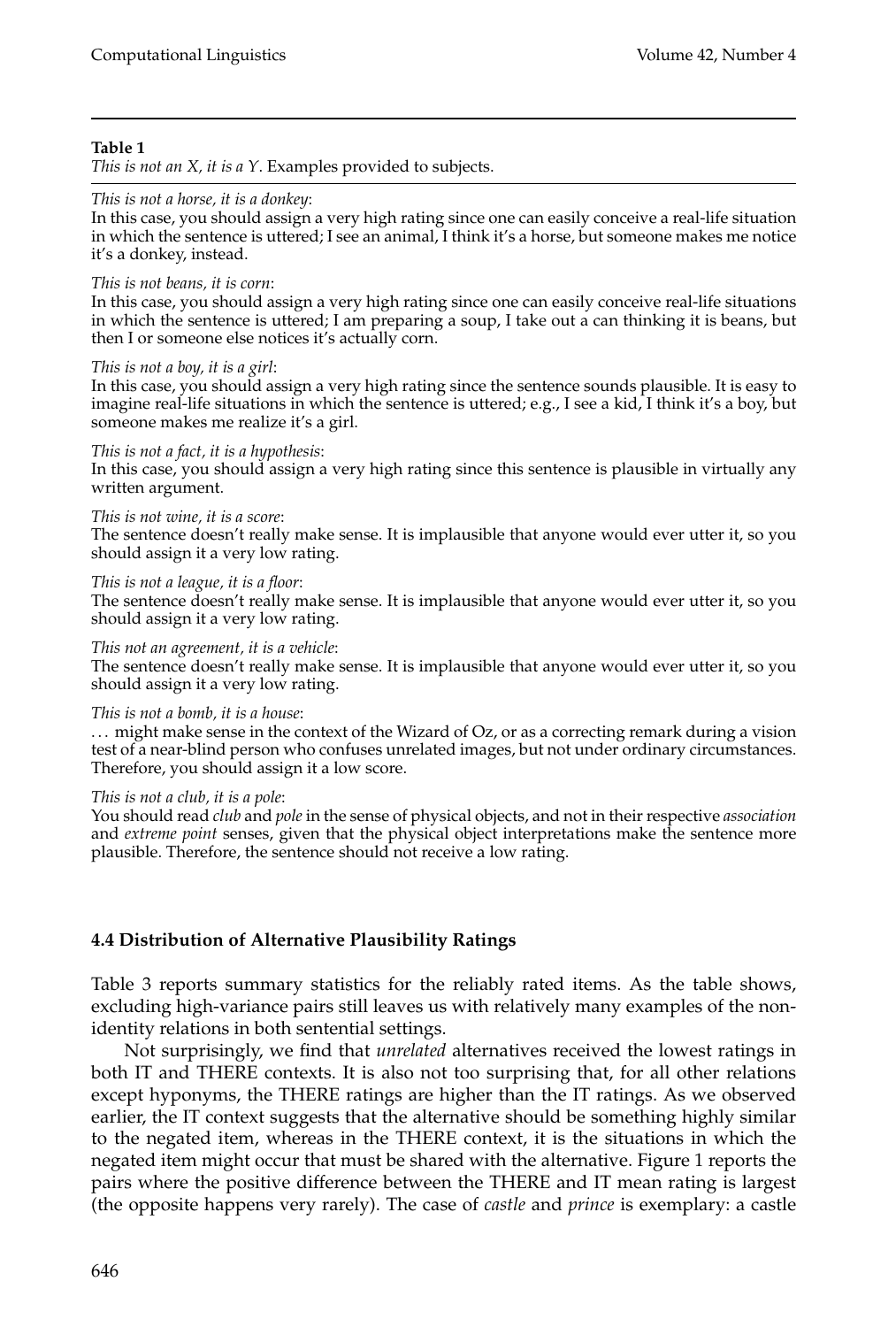**Table 1**

*This is not an X, it is a Y*. Examples provided to subjects.

*This is not a horse, it is a donkey*:
In this case, you should assign a very high rating since one can easily conceive a real-life situation in which the sentence is uttered; I see an animal, I think it's a horse, but someone makes me notice it's a donkey, instead.

*This is not beans, it is corn*:
In this case, you should assign a very high rating since one can easily conceive real-life situations in which the sentence is uttered; I am preparing a soup, I take out a can thinking it is beans, but then I or someone else notices it's actually corn.

*This is not a boy, it is a girl*:
In this case, you should assign a very high rating since the sentence sounds plausible. It is easy to imagine real-life situations in which the sentence is uttered; e.g., I see a kid, I think it's a boy, but someone makes me realize it's a girl.

*This is not a fact, it is a hypothesis*:
In this case, you should assign a very high rating since this sentence is plausible in virtually any written argument.

*This is not wine, it is a score*:
The sentence doesn't really make sense. It is implausible that anyone would ever utter it, so you should assign it a very low rating.

*This is not a league, it is a floor*:
The sentence doesn't really make sense. It is implausible that anyone would ever utter it, so you should assign it a very low rating.

*This not an agreement, it is a vehicle*:
The sentence doesn't really make sense. It is implausible that anyone would ever utter it, so you should assign it a very low rating.

*This is not a bomb, it is a house*:
... might make sense in the context of the Wizard of Oz, or as a correcting remark during a vision test of a near-blind person who confuses unrelated images, but not under ordinary circumstances. Therefore, you should assign it a low score.

*This is not a club, it is a pole*:
You should read *club* and *pole* in the sense of physical objects, and not in their respective *association* and *extreme point* senses, given that the physical object interpretations make the sentence more plausible. Therefore, the sentence should not receive a low rating.

### 4.4 Distribution of Alternative Plausibility Ratings

Table 3 reports summary statistics for the reliably rated items. As the table shows, excluding high-variance pairs still leaves us with relatively many examples of the non-identity relations in both sentential settings.

Not surprisingly, we find that *unrelated* alternatives received the lowest ratings in both IT and THERE contexts. It is also not too surprising that, for all other relations except hyponyms, the THERE ratings are higher than the IT ratings. As we observed earlier, the IT context suggests that the alternative should be something highly similar to the negated item, whereas in the THERE context, it is the situations in which the negated item might occur that must be shared with the alternative. Figure 1 reports the pairs where the positive difference between the THERE and IT mean rating is largest (the opposite happens very rarely). The case of *castle* and *prince* is exemplary: a castle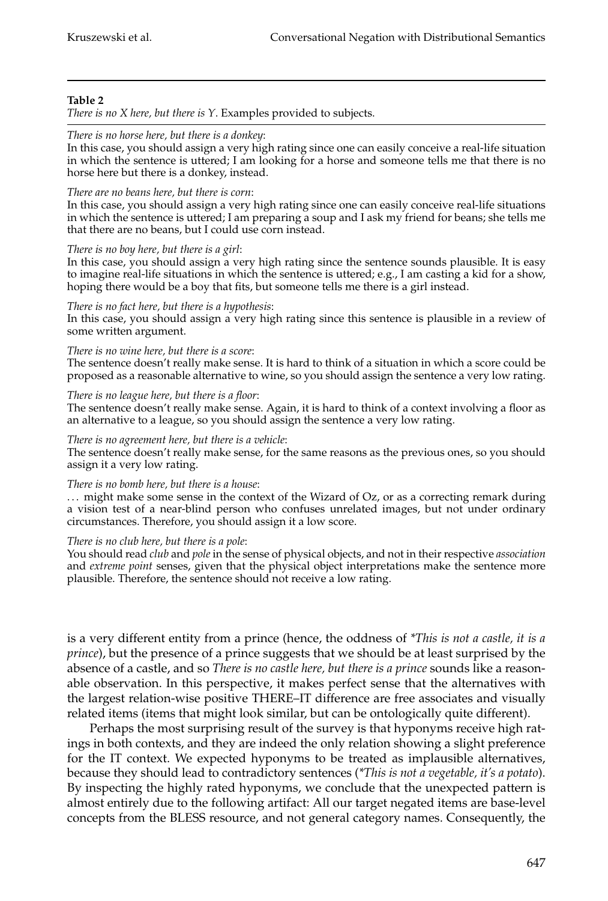**Table 2**

*There is no X here, but there is Y*. Examples provided to subjects.

*There is no horse here, but there is a donkey*:
In this case, you should assign a very high rating since one can easily conceive a real-life situation in which the sentence is uttered; I am looking for a horse and someone tells me that there is no horse here but there is a donkey, instead.

*There are no beans here, but there is corn*:
In this case, you should assign a very high rating since one can easily conceive real-life situations in which the sentence is uttered; I am preparing a soup and I ask my friend for beans; she tells me that there are no beans, but I could use corn instead.

*There is no boy here, but there is a girl*:
In this case, you should assign a very high rating since the sentence sounds plausible. It is easy to imagine real-life situations in which the sentence is uttered; e.g., I am casting a kid for a show, hoping there would be a boy that fits, but someone tells me there is a girl instead.

*There is no fact here, but there is a hypothesis*:
In this case, you should assign a very high rating since this sentence is plausible in a review of some written argument.

*There is no wine here, but there is a score*:
The sentence doesn't really make sense. It is hard to think of a situation in which a score could be proposed as a reasonable alternative to wine, so you should assign the sentence a very low rating.

*There is no league here, but there is a floor*:
The sentence doesn't really make sense. Again, it is hard to think of a context involving a floor as an alternative to a league, so you should assign the sentence a very low rating.

*There is no agreement here, but there is a vehicle*:
The sentence doesn't really make sense, for the same reasons as the previous ones, so you should assign it a very low rating.

*There is no bomb here, but there is a house*:
… might make some sense in the context of the Wizard of Oz, or as a correcting remark during a vision test of a near-blind person who confuses unrelated images, but not under ordinary circumstances. Therefore, you should assign it a low score.

*There is no club here, but there is a pole*:
You should read *club* and *pole* in the sense of physical objects, and not in their respective *association* and *extreme point* senses, given that the physical object interpretations make the sentence more plausible. Therefore, the sentence should not receive a low rating.

is a very different entity from a prince (hence, the oddness of *\*This is not a castle, it is a prince*), but the presence of a prince suggests that we should be at least surprised by the absence of a castle, and so *There is no castle here, but there is a prince* sounds like a reasonable observation. In this perspective, it makes perfect sense that the alternatives with the largest relation-wise positive THERE–IT difference are free associates and visually related items (items that might look similar, but can be ontologically quite different).

Perhaps the most surprising result of the survey is that hyponyms receive high ratings in both contexts, and they are indeed the only relation showing a slight preference for the IT context. We expected hyponyms to be treated as implausible alternatives, because they should lead to contradictory sentences (*\*This is not a vegetable, it's a potato*). By inspecting the highly rated hyponyms, we conclude that the unexpected pattern is almost entirely due to the following artifact: All our target negated items are base-level concepts from the BLESS resource, and not general category names. Consequently, the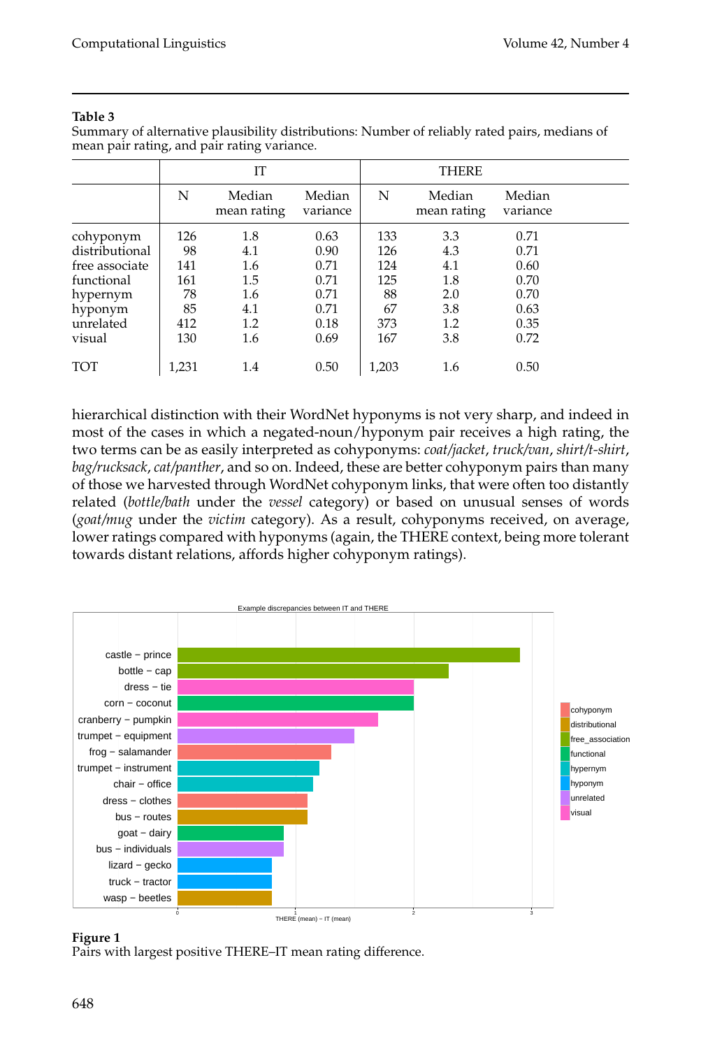**Table 3**
Summary of alternative plausibility distributions: Number of reliably rated pairs, medians of mean pair rating, and pair rating variance.

| | IT | | | THERE | | |
|---|---|---|---|---|---|---|
| | N | Median mean rating | Median variance | N | Median mean rating | Median variance |
| cohyponym | 126 | 1.8 | 0.63 | 133 | 3.3 | 0.71 |
| distributional | 98 | 4.1 | 0.90 | 126 | 4.3 | 0.71 |
| free associate | 141 | 1.6 | 0.71 | 124 | 4.1 | 0.60 |
| functional | 161 | 1.5 | 0.71 | 125 | 1.8 | 0.70 |
| hypernym | 78 | 1.6 | 0.71 | 88 | 2.0 | 0.70 |
| hyponym | 85 | 4.1 | 0.71 | 67 | 3.8 | 0.63 |
| unrelated | 412 | 1.2 | 0.18 | 373 | 1.2 | 0.35 |
| visual | 130 | 1.6 | 0.69 | 167 | 3.8 | 0.72 |
| TOT | 1,231 | 1.4 | 0.50 | 1,203 | 1.6 | 0.50 |

hierarchical distinction with their WordNet hyponyms is not very sharp, and indeed in most of the cases in which a negated-noun/hyponym pair receives a high rating, the two terms can be as easily interpreted as cohyponyms: *coat/jacket*, *truck/van*, *shirt/t-shirt*, *bag/rucksack*, *cat/panther*, and so on. Indeed, these are better cohyponym pairs than many of those we harvested through WordNet cohyponym links, that were often too distantly related (*bottle/bath* under the *vessel* category) or based on unusual senses of words (*goat/mug* under the *victim* category). As a result, cohyponyms received, on average, lower ratings compared with hyponyms (again, the THERE context, being more tolerant towards distant relations, affords higher cohyponym ratings).

Example discrepancies between IT and THERE

castle − prince
bottle − cap
dress − tie
corn − coconut
cranberry − pumpkin
trumpet − equipment
frog − salamander
trumpet − instrument
chair − office
dress − clothes
bus − routes
goat − dairy
bus − individuals
lizard − gecko
truck − tractor
wasp − beetles

0 1 2 3
THERE (mean) − IT (mean)

cohyponym
distributional
free_association
functional
hypernym
hyponym
unrelated
visual

**Figure 1**
Pairs with largest positive THERE–IT mean rating difference.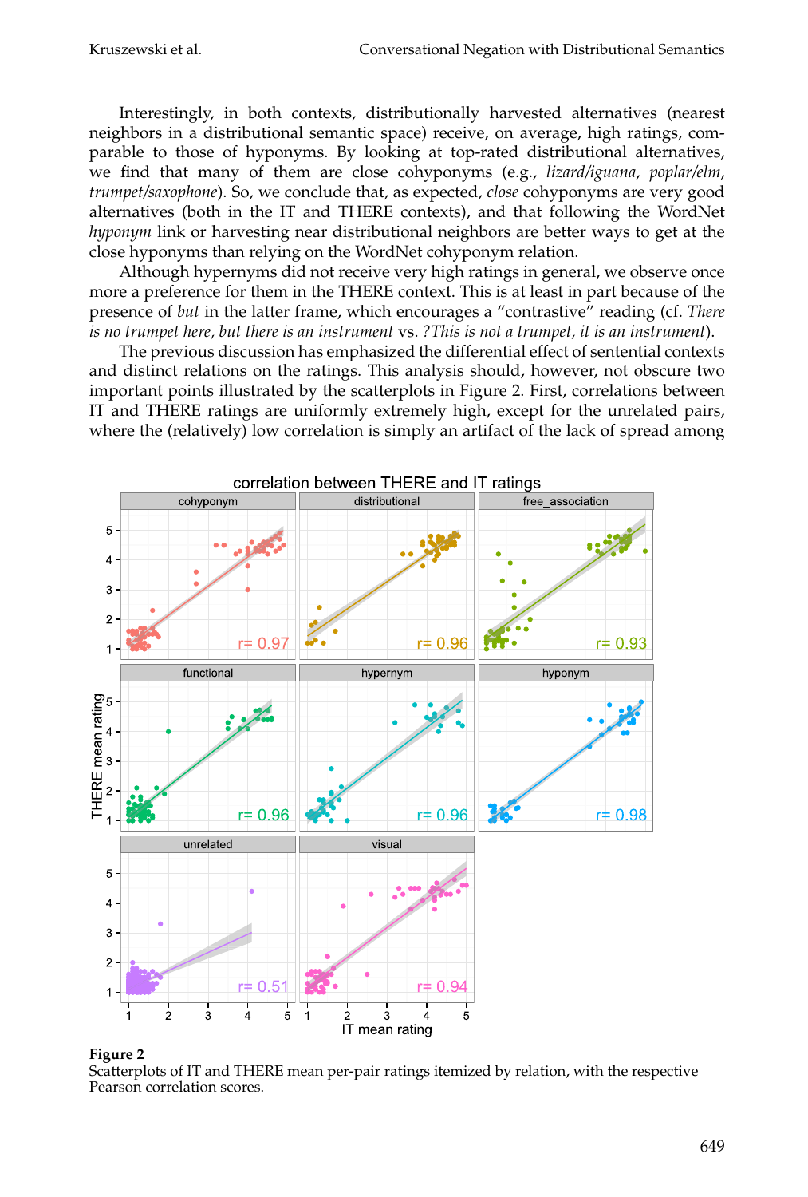Interestingly, in both contexts, distributionally harvested alternatives (nearest neighbors in a distributional semantic space) receive, on average, high ratings, comparable to those of hyponyms. By looking at top-rated distributional alternatives, we find that many of them are close cohyponyms (e.g., *lizard/iguana*, *poplar/elm*, *trumpet/saxophone*). So, we conclude that, as expected, *close* cohyponyms are very good alternatives (both in the IT and THERE contexts), and that following the WordNet *hyponym* link or harvesting near distributional neighbors are better ways to get at the close hyponyms than relying on the WordNet cohyponym relation.

Although hypernyms did not receive very high ratings in general, we observe once more a preference for them in the THERE context. This is at least in part because of the presence of *but* in the latter frame, which encourages a "contrastive" reading (cf. *There is no trumpet here, but there is an instrument* vs. *?This is not a trumpet, it is an instrument*).

The previous discussion has emphasized the differential effect of sentential contexts and distinct relations on the ratings. This analysis should, however, not obscure two important points illustrated by the scatterplots in Figure 2. First, correlations between IT and THERE ratings are uniformly extremely high, except for the unrelated pairs, where the (relatively) low correlation is simply an artifact of the lack of spread among

correlation between THERE and IT ratings

cohyponym r= 0.97
distributional r= 0.96
free_association r= 0.93
functional r= 0.96
hypernym r= 0.96
hyponym r= 0.98
unrelated r= 0.51
visual r= 0.94

THERE mean rating
IT mean rating

**Figure 2**
Scatterplots of IT and THERE mean per-pair ratings itemized by relation, with the respective Pearson correlation scores.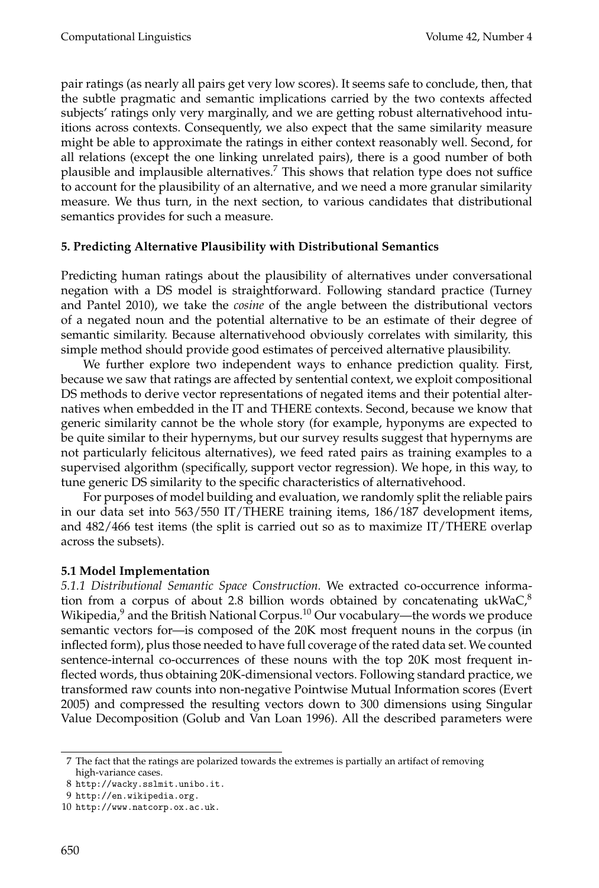pair ratings (as nearly all pairs get very low scores). It seems safe to conclude, then, that the subtle pragmatic and semantic implications carried by the two contexts affected subjects' ratings only very marginally, and we are getting robust alternativehood intuitions across contexts. Consequently, we also expect that the same similarity measure might be able to approximate the ratings in either context reasonably well. Second, for all relations (except the one linking unrelated pairs), there is a good number of both plausible and implausible alternatives.[7] This shows that relation type does not suffice to account for the plausibility of an alternative, and we need a more granular similarity measure. We thus turn, in the next section, to various candidates that distributional semantics provides for such a measure.

## 5. Predicting Alternative Plausibility with Distributional Semantics

Predicting human ratings about the plausibility of alternatives under conversational negation with a DS model is straightforward. Following standard practice (Turney and Pantel 2010), we take the *cosine* of the angle between the distributional vectors of a negated noun and the potential alternative to be an estimate of their degree of semantic similarity. Because alternativehood obviously correlates with similarity, this simple method should provide good estimates of perceived alternative plausibility.

We further explore two independent ways to enhance prediction quality. First, because we saw that ratings are affected by sentential context, we exploit compositional DS methods to derive vector representations of negated items and their potential alternatives when embedded in the IT and THERE contexts. Second, because we know that generic similarity cannot be the whole story (for example, hyponyms are expected to be quite similar to their hypernyms, but our survey results suggest that hypernyms are not particularly felicitous alternatives), we feed rated pairs as training examples to a supervised algorithm (specifically, support vector regression). We hope, in this way, to tune generic DS similarity to the specific characteristics of alternativehood.

For purposes of model building and evaluation, we randomly split the reliable pairs in our data set into 563/550 IT/THERE training items, 186/187 development items, and 482/466 test items (the split is carried out so as to maximize IT/THERE overlap across the subsets).

### 5.1 Model Implementation

*5.1.1 Distributional Semantic Space Construction.* We extracted co-occurrence information from a corpus of about 2.8 billion words obtained by concatenating ukWaC,[8] Wikipedia,[9] and the British National Corpus.[10] Our vocabulary—the words we produce semantic vectors for—is composed of the 20K most frequent nouns in the corpus (in inflected form), plus those needed to have full coverage of the rated data set. We counted sentence-internal co-occurrences of these nouns with the top 20K most frequent inflected words, thus obtaining 20K-dimensional vectors. Following standard practice, we transformed raw counts into non-negative Pointwise Mutual Information scores (Evert 2005) and compressed the resulting vectors down to 300 dimensions using Singular Value Decomposition (Golub and Van Loan 1996). All the described parameters were

---

7 The fact that the ratings are polarized towards the extremes is partially an artifact of removing high-variance cases.

8 http://wacky.sslmit.unibo.it.

9 http://en.wikipedia.org.

10 http://www.natcorp.ox.ac.uk.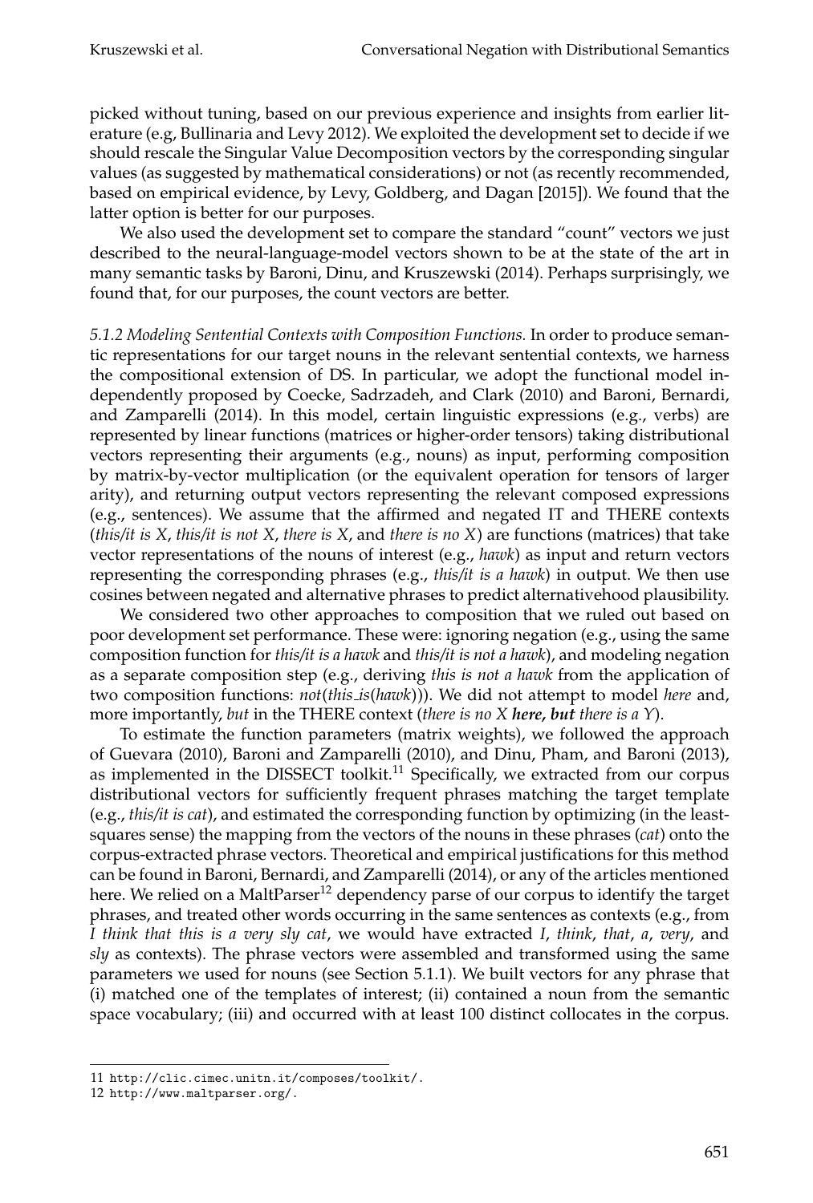picked without tuning, based on our previous experience and insights from earlier literature (e.g, Bullinaria and Levy 2012). We exploited the development set to decide if we should rescale the Singular Value Decomposition vectors by the corresponding singular values (as suggested by mathematical considerations) or not (as recently recommended, based on empirical evidence, by Levy, Goldberg, and Dagan [2015]). We found that the latter option is better for our purposes.

We also used the development set to compare the standard "count" vectors we just described to the neural-language-model vectors shown to be at the state of the art in many semantic tasks by Baroni, Dinu, and Kruszewski (2014). Perhaps surprisingly, we found that, for our purposes, the count vectors are better.

*5.1.2 Modeling Sentential Contexts with Composition Functions.* In order to produce semantic representations for our target nouns in the relevant sentential contexts, we harness the compositional extension of DS. In particular, we adopt the functional model independently proposed by Coecke, Sadrzadeh, and Clark (2010) and Baroni, Bernardi, and Zamparelli (2014). In this model, certain linguistic expressions (e.g., verbs) are represented by linear functions (matrices or higher-order tensors) taking distributional vectors representing their arguments (e.g., nouns) as input, performing composition by matrix-by-vector multiplication (or the equivalent operation for tensors of larger arity), and returning output vectors representing the relevant composed expressions (e.g., sentences). We assume that the affirmed and negated IT and THERE contexts (*this/it is X*, *this/it is not X*, *there is X*, and *there is no X*) are functions (matrices) that take vector representations of the nouns of interest (e.g., *hawk*) as input and return vectors representing the corresponding phrases (e.g., *this/it is a hawk*) in output. We then use cosines between negated and alternative phrases to predict alternativehood plausibility.

We considered two other approaches to composition that we ruled out based on poor development set performance. These were: ignoring negation (e.g., using the same composition function for *this/it is a hawk* and *this/it is not a hawk*), and modeling negation as a separate composition step (e.g., deriving *this is not a hawk* from the application of two composition functions: *not*(*this_is*(*hawk*))). We did not attempt to model *here* and, more importantly, *but* in the THERE context (*there is no X **here, but** there is a Y*).

To estimate the function parameters (matrix weights), we followed the approach of Guevara (2010), Baroni and Zamparelli (2010), and Dinu, Pham, and Baroni (2013), as implemented in the DISSECT toolkit.[11] Specifically, we extracted from our corpus distributional vectors for sufficiently frequent phrases matching the target template (e.g., *this/it is cat*), and estimated the corresponding function by optimizing (in the least-squares sense) the mapping from the vectors of the nouns in these phrases (*cat*) onto the corpus-extracted phrase vectors. Theoretical and empirical justifications for this method can be found in Baroni, Bernardi, and Zamparelli (2014), or any of the articles mentioned here. We relied on a MaltParser[12] dependency parse of our corpus to identify the target phrases, and treated other words occurring in the same sentences as contexts (e.g., from *I think that this is a very sly cat*, we would have extracted *I*, *think*, *that*, *a*, *very*, and *sly* as contexts). The phrase vectors were assembled and transformed using the same parameters we used for nouns (see Section 5.1.1). We built vectors for any phrase that (i) matched one of the templates of interest; (ii) contained a noun from the semantic space vocabulary; (iii) and occurred with at least 100 distinct collocates in the corpus.

11 http://clic.cimec.unitn.it/composes/toolkit/.

12 http://www.maltparser.org/.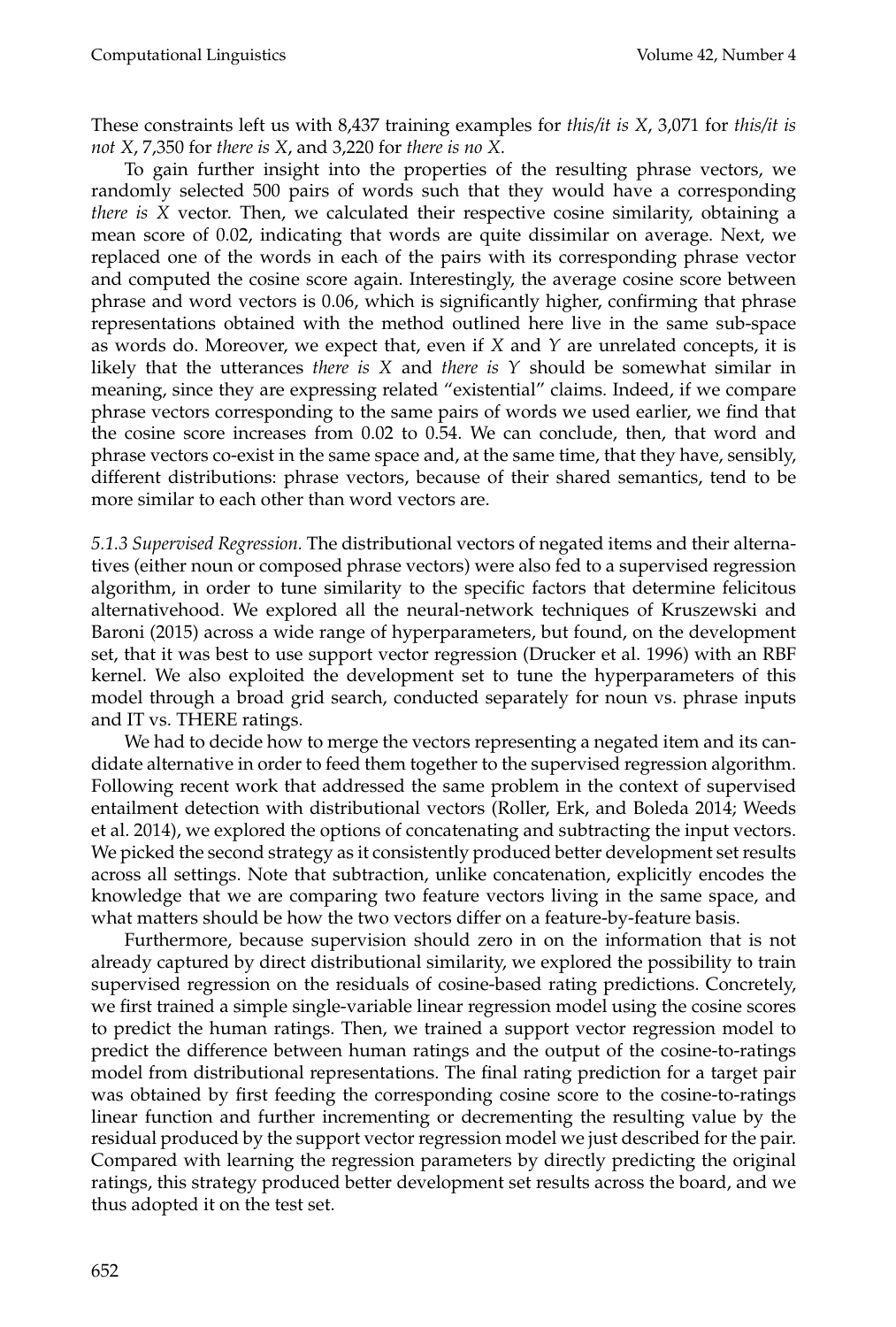These constraints left us with 8,437 training examples for *this/it is X*, 3,071 for *this/it is not X*, 7,350 for *there is X*, and 3,220 for *there is no X*.

To gain further insight into the properties of the resulting phrase vectors, we randomly selected 500 pairs of words such that they would have a corresponding *there is X* vector. Then, we calculated their respective cosine similarity, obtaining a mean score of 0.02, indicating that words are quite dissimilar on average. Next, we replaced one of the words in each of the pairs with its corresponding phrase vector and computed the cosine score again. Interestingly, the average cosine score between phrase and word vectors is 0.06, which is significantly higher, confirming that phrase representations obtained with the method outlined here live in the same sub-space as words do. Moreover, we expect that, even if *X* and *Y* are unrelated concepts, it is likely that the utterances *there is X* and *there is Y* should be somewhat similar in meaning, since they are expressing related "existential" claims. Indeed, if we compare phrase vectors corresponding to the same pairs of words we used earlier, we find that the cosine score increases from 0.02 to 0.54. We can conclude, then, that word and phrase vectors co-exist in the same space and, at the same time, that they have, sensibly, different distributions: phrase vectors, because of their shared semantics, tend to be more similar to each other than word vectors are.

*5.1.3 Supervised Regression.* The distributional vectors of negated items and their alternatives (either noun or composed phrase vectors) were also fed to a supervised regression algorithm, in order to tune similarity to the specific factors that determine felicitous alternativehood. We explored all the neural-network techniques of Kruszewski and Baroni (2015) across a wide range of hyperparameters, but found, on the development set, that it was best to use support vector regression (Drucker et al. 1996) with an RBF kernel. We also exploited the development set to tune the hyperparameters of this model through a broad grid search, conducted separately for noun vs. phrase inputs and IT vs. THERE ratings.

We had to decide how to merge the vectors representing a negated item and its candidate alternative in order to feed them together to the supervised regression algorithm. Following recent work that addressed the same problem in the context of supervised entailment detection with distributional vectors (Roller, Erk, and Boleda 2014; Weeds et al. 2014), we explored the options of concatenating and subtracting the input vectors. We picked the second strategy as it consistently produced better development set results across all settings. Note that subtraction, unlike concatenation, explicitly encodes the knowledge that we are comparing two feature vectors living in the same space, and what matters should be how the two vectors differ on a feature-by-feature basis.

Furthermore, because supervision should zero in on the information that is not already captured by direct distributional similarity, we explored the possibility to train supervised regression on the residuals of cosine-based rating predictions. Concretely, we first trained a simple single-variable linear regression model using the cosine scores to predict the human ratings. Then, we trained a support vector regression model to predict the difference between human ratings and the output of the cosine-to-ratings model from distributional representations. The final rating prediction for a target pair was obtained by first feeding the corresponding cosine score to the cosine-to-ratings linear function and further incrementing or decrementing the resulting value by the residual produced by the support vector regression model we just described for the pair. Compared with learning the regression parameters by directly predicting the original ratings, this strategy produced better development set results across the board, and we thus adopted it on the test set.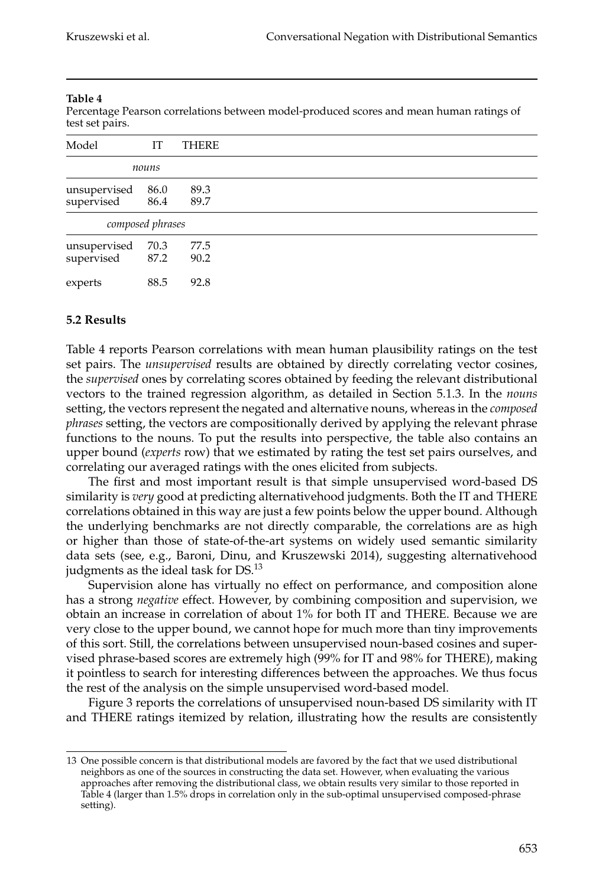**Table 4**
Percentage Pearson correlations between model-produced scores and mean human ratings of test set pairs.

| Model | IT | THERE |
|---|---|---|
| | *nouns* | |
| unsupervised | 86.0 | 89.3 |
| supervised | 86.4 | 89.7 |
| | *composed phrases* | |
| unsupervised | 70.3 | 77.5 |
| supervised | 87.2 | 90.2 |
| experts | 88.5 | 92.8 |

### 5.2 Results

Table 4 reports Pearson correlations with mean human plausibility ratings on the test set pairs. The *unsupervised* results are obtained by directly correlating vector cosines, the *supervised* ones by correlating scores obtained by feeding the relevant distributional vectors to the trained regression algorithm, as detailed in Section 5.1.3. In the *nouns* setting, the vectors represent the negated and alternative nouns, whereas in the *composed phrases* setting, the vectors are compositionally derived by applying the relevant phrase functions to the nouns. To put the results into perspective, the table also contains an upper bound (*experts* row) that we estimated by rating the test set pairs ourselves, and correlating our averaged ratings with the ones elicited from subjects.

The first and most important result is that simple unsupervised word-based DS similarity is *very* good at predicting alternativehood judgments. Both the IT and THERE correlations obtained in this way are just a few points below the upper bound. Although the underlying benchmarks are not directly comparable, the correlations are as high or higher than those of state-of-the-art systems on widely used semantic similarity data sets (see, e.g., Baroni, Dinu, and Kruszewski 2014), suggesting alternativehood judgments as the ideal task for DS.[13]

Supervision alone has virtually no effect on performance, and composition alone has a strong *negative* effect. However, by combining composition and supervision, we obtain an increase in correlation of about 1% for both IT and THERE. Because we are very close to the upper bound, we cannot hope for much more than tiny improvements of this sort. Still, the correlations between unsupervised noun-based cosines and supervised phrase-based scores are extremely high (99% for IT and 98% for THERE), making it pointless to search for interesting differences between the approaches. We thus focus the rest of the analysis on the simple unsupervised word-based model.

Figure 3 reports the correlations of unsupervised noun-based DS similarity with IT and THERE ratings itemized by relation, illustrating how the results are consistently

13 One possible concern is that distributional models are favored by the fact that we used distributional neighbors as one of the sources in constructing the data set. However, when evaluating the various approaches after removing the distributional class, we obtain results very similar to those reported in Table 4 (larger than 1.5% drops in correlation only in the sub-optimal unsupervised composed-phrase setting).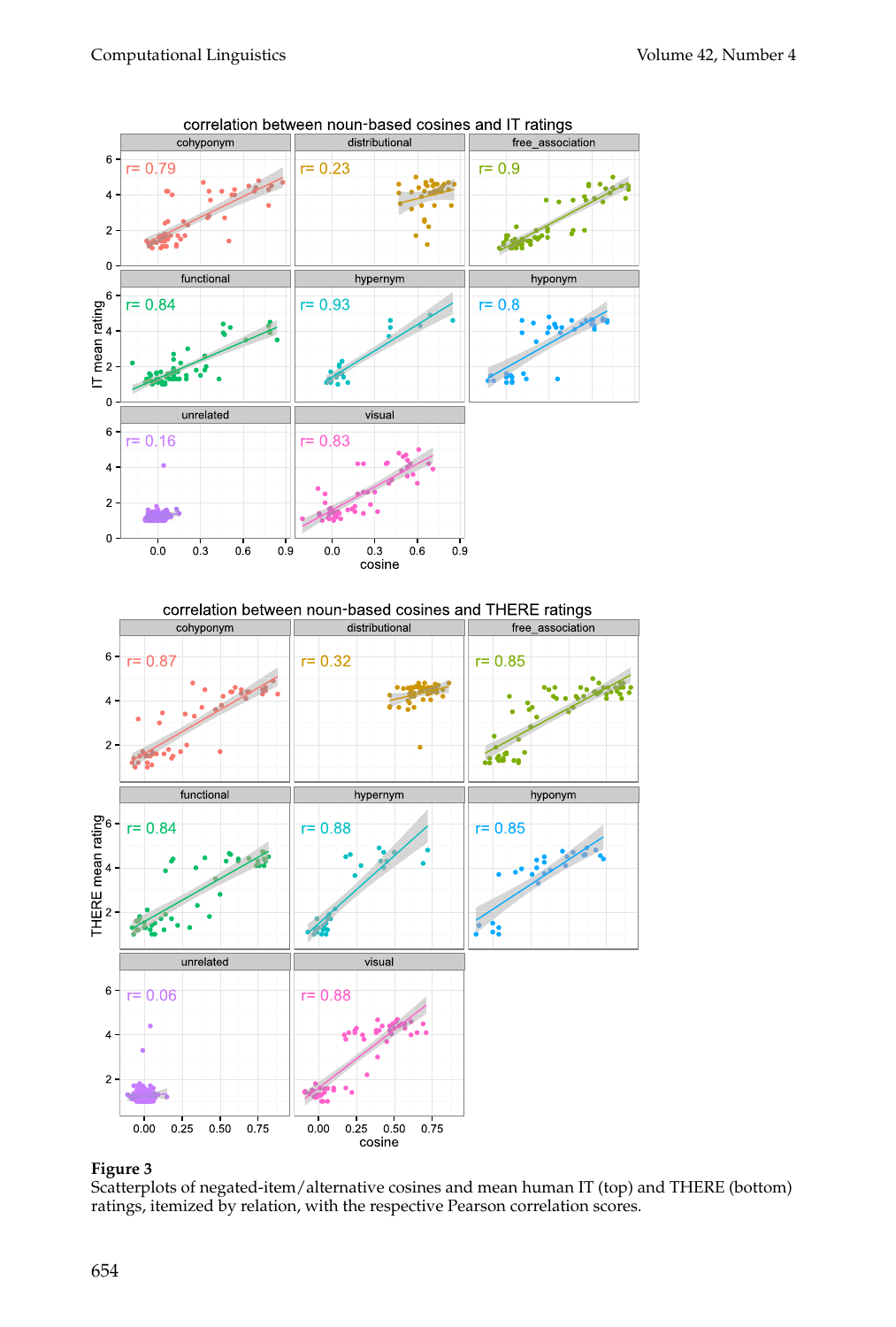correlation between noun-based cosines and IT ratings

cohyponym r= 0.79
distributional r= 0.23
free_association r= 0.9
functional r= 0.84
hypernym r= 0.93
hyponym r= 0.8
unrelated r= 0.16
visual r= 0.83

IT mean rating

0 2 4 6

0.0 0.3 0.6 0.9

cosine

correlation between noun-based cosines and THERE ratings

cohyponym r= 0.87
distributional r= 0.32
free_association r= 0.85
functional r= 0.84
hypernym r= 0.88
hyponym r= 0.85
unrelated r= 0.06
visual r= 0.88

THERE mean rating

2 4 6

0.00 0.25 0.50 0.75

cosine

**Figure 3**
Scatterplots of negated-item/alternative cosines and mean human IT (top) and THERE (bottom) ratings, itemized by relation, with the respective Pearson correlation scores.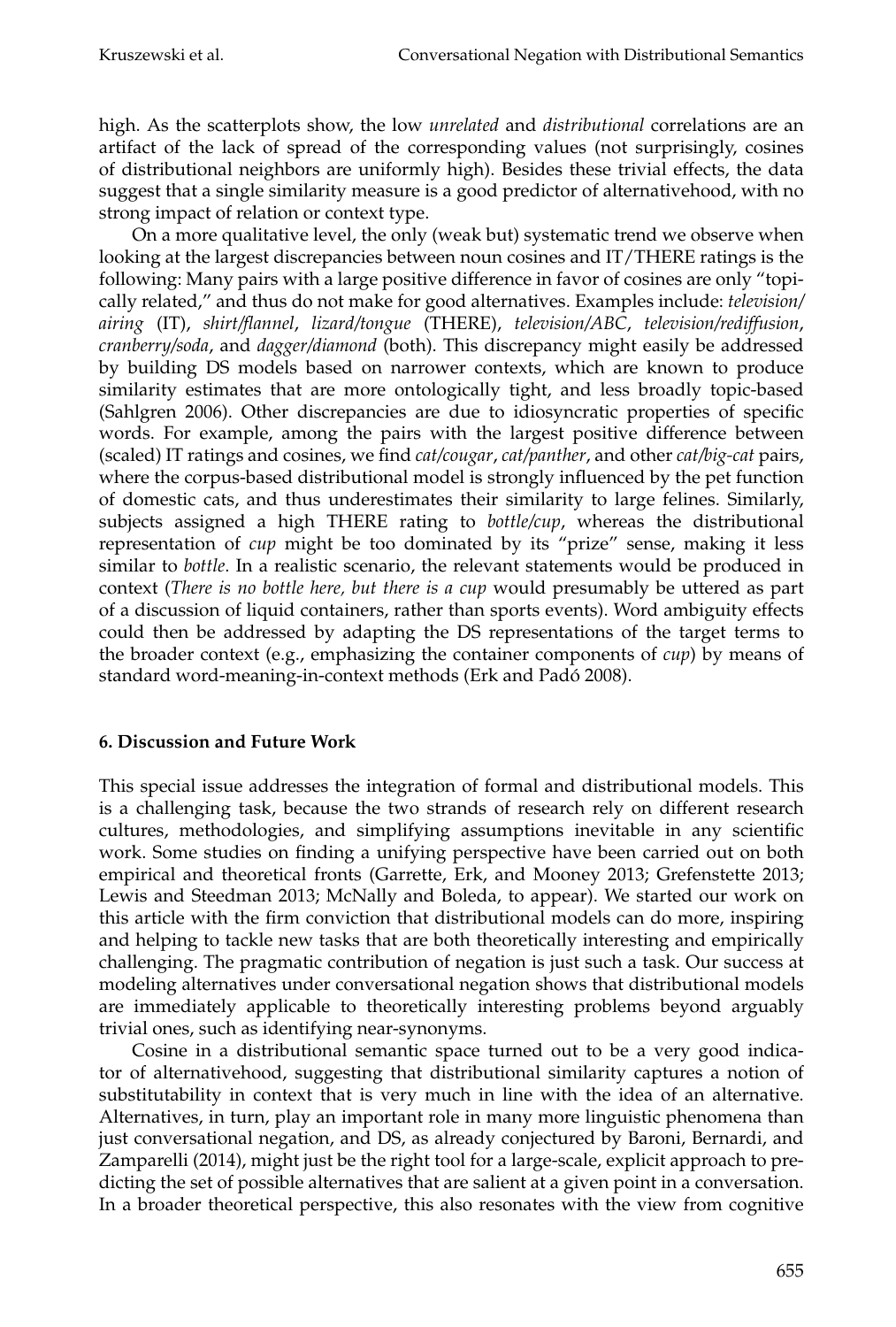high. As the scatterplots show, the low *unrelated* and *distributional* correlations are an artifact of the lack of spread of the corresponding values (not surprisingly, cosines of distributional neighbors are uniformly high). Besides these trivial effects, the data suggest that a single similarity measure is a good predictor of alternativehood, with no strong impact of relation or context type.

On a more qualitative level, the only (weak but) systematic trend we observe when looking at the largest discrepancies between noun cosines and IT/THERE ratings is the following: Many pairs with a large positive difference in favor of cosines are only "topically related," and thus do not make for good alternatives. Examples include: *television/airing* (IT), *shirt/flannel*, *lizard/tongue* (THERE), *television/ABC*, *television/rediffusion*, *cranberry/soda*, and *dagger/diamond* (both). This discrepancy might easily be addressed by building DS models based on narrower contexts, which are known to produce similarity estimates that are more ontologically tight, and less broadly topic-based (Sahlgren 2006). Other discrepancies are due to idiosyncratic properties of specific words. For example, among the pairs with the largest positive difference between (scaled) IT ratings and cosines, we find *cat/cougar*, *cat/panther*, and other *cat/big-cat* pairs, where the corpus-based distributional model is strongly influenced by the pet function of domestic cats, and thus underestimates their similarity to large felines. Similarly, subjects assigned a high THERE rating to *bottle/cup*, whereas the distributional representation of *cup* might be too dominated by its "prize" sense, making it less similar to *bottle*. In a realistic scenario, the relevant statements would be produced in context (*There is no bottle here, but there is a cup* would presumably be uttered as part of a discussion of liquid containers, rather than sports events). Word ambiguity effects could then be addressed by adapting the DS representations of the target terms to the broader context (e.g., emphasizing the container components of *cup*) by means of standard word-meaning-in-context methods (Erk and Padó 2008).

## 6. Discussion and Future Work

This special issue addresses the integration of formal and distributional models. This is a challenging task, because the two strands of research rely on different research cultures, methodologies, and simplifying assumptions inevitable in any scientific work. Some studies on finding a unifying perspective have been carried out on both empirical and theoretical fronts (Garrette, Erk, and Mooney 2013; Grefenstette 2013; Lewis and Steedman 2013; McNally and Boleda, to appear). We started our work on this article with the firm conviction that distributional models can do more, inspiring and helping to tackle new tasks that are both theoretically interesting and empirically challenging. The pragmatic contribution of negation is just such a task. Our success at modeling alternatives under conversational negation shows that distributional models are immediately applicable to theoretically interesting problems beyond arguably trivial ones, such as identifying near-synonyms.

Cosine in a distributional semantic space turned out to be a very good indicator of alternativehood, suggesting that distributional similarity captures a notion of substitutability in context that is very much in line with the idea of an alternative. Alternatives, in turn, play an important role in many more linguistic phenomena than just conversational negation, and DS, as already conjectured by Baroni, Bernardi, and Zamparelli (2014), might just be the right tool for a large-scale, explicit approach to predicting the set of possible alternatives that are salient at a given point in a conversation. In a broader theoretical perspective, this also resonates with the view from cognitive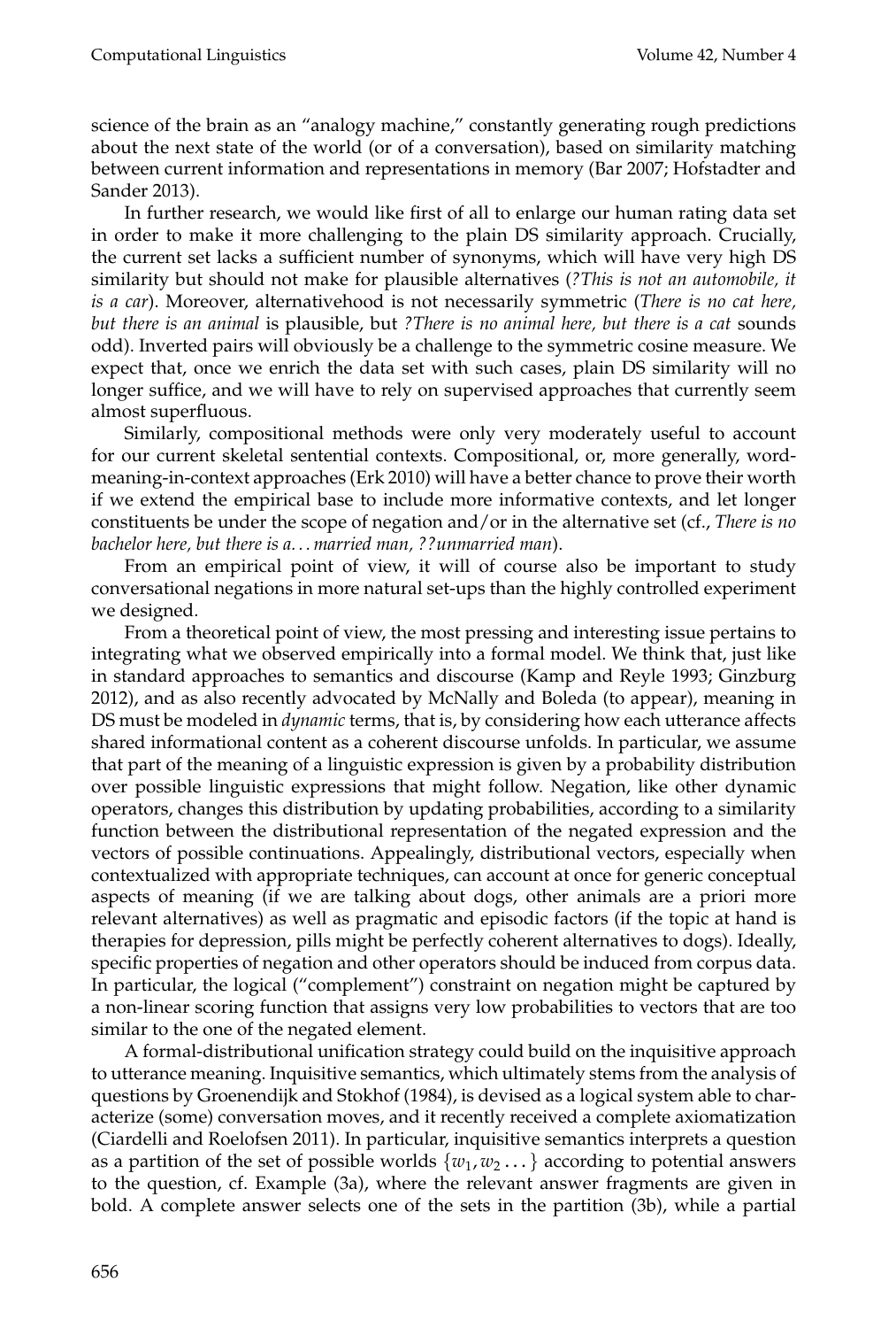science of the brain as an "analogy machine," constantly generating rough predictions about the next state of the world (or of a conversation), based on similarity matching between current information and representations in memory (Bar 2007; Hofstadter and Sander 2013).

In further research, we would like first of all to enlarge our human rating data set in order to make it more challenging to the plain DS similarity approach. Crucially, the current set lacks a sufficient number of synonyms, which will have very high DS similarity but should not make for plausible alternatives (*?This is not an automobile, it is a car*). Moreover, alternativehood is not necessarily symmetric (*There is no cat here, but there is an animal* is plausible, but *?There is no animal here, but there is a cat* sounds odd). Inverted pairs will obviously be a challenge to the symmetric cosine measure. We expect that, once we enrich the data set with such cases, plain DS similarity will no longer suffice, and we will have to rely on supervised approaches that currently seem almost superfluous.

Similarly, compositional methods were only very moderately useful to account for our current skeletal sentential contexts. Compositional, or, more generally, word-meaning-in-context approaches (Erk 2010) will have a better chance to prove their worth if we extend the empirical base to include more informative contexts, and let longer constituents be under the scope of negation and/or in the alternative set (cf., *There is no bachelor here, but there is a...married man, ??unmarried man*).

From an empirical point of view, it will of course also be important to study conversational negations in more natural set-ups than the highly controlled experiment we designed.

From a theoretical point of view, the most pressing and interesting issue pertains to integrating what we observed empirically into a formal model. We think that, just like in standard approaches to semantics and discourse (Kamp and Reyle 1993; Ginzburg 2012), and as also recently advocated by McNally and Boleda (to appear), meaning in DS must be modeled in *dynamic* terms, that is, by considering how each utterance affects shared informational content as a coherent discourse unfolds. In particular, we assume that part of the meaning of a linguistic expression is given by a probability distribution over possible linguistic expressions that might follow. Negation, like other dynamic operators, changes this distribution by updating probabilities, according to a similarity function between the distributional representation of the negated expression and the vectors of possible continuations. Appealingly, distributional vectors, especially when contextualized with appropriate techniques, can account at once for generic conceptual aspects of meaning (if we are talking about dogs, other animals are a priori more relevant alternatives) as well as pragmatic and episodic factors (if the topic at hand is therapies for depression, pills might be perfectly coherent alternatives to dogs). Ideally, specific properties of negation and other operators should be induced from corpus data. In particular, the logical ("complement") constraint on negation might be captured by a non-linear scoring function that assigns very low probabilities to vectors that are too similar to the one of the negated element.

A formal-distributional unification strategy could build on the inquisitive approach to utterance meaning. Inquisitive semantics, which ultimately stems from the analysis of questions by Groenendijk and Stokhof (1984), is devised as a logical system able to characterize (some) conversation moves, and it recently received a complete axiomatization (Ciardelli and Roelofsen 2011). In particular, inquisitive semantics interprets a question as a partition of the set of possible worlds $\{w_1, w_2 \ldots\}$ according to potential answers to the question, cf. Example (3a), where the relevant answer fragments are given in bold. A complete answer selects one of the sets in the partition (3b), while a partial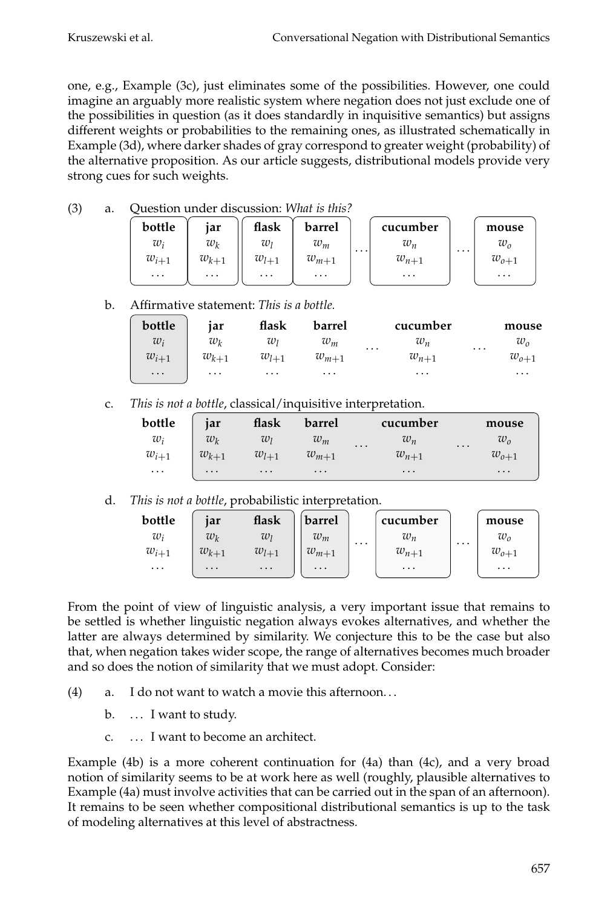one, e.g., Example (3c), just eliminates some of the possibilities. However, one could imagine an arguably more realistic system where negation does not just exclude one of the possibilities in question (as it does standardly in inquisitive semantics) but assigns different weights or probabilities to the remaining ones, as illustrated schematically in Example (3d), where darker shades of gray correspond to greater weight (probability) of the alternative proposition. As our article suggests, distributional models provide very strong cues for such weights.

(3) a. Question under discussion: *What is this?*

| **bottle** | **jar** | **flask** | **barrel** | | **cucumber** | | **mouse** |
|---|---|---|---|---|---|---|---|
| $w_i$ | $w_k$ | $w_l$ | $w_m$ | … | $w_n$ | … | $w_o$ |
| $w_{i+1}$ | $w_{k+1}$ | $w_{l+1}$ | $w_{m+1}$ | | $w_{n+1}$ | | $w_{o+1}$ |
| … | … | … | … | | … | | … |

b. Affirmative statement: *This is a bottle.*

| **bottle** | **jar** | **flask** | **barrel** | | **cucumber** | | **mouse** |
|---|---|---|---|---|---|---|---|
| $w_i$ | $w_k$ | $w_l$ | $w_m$ | … | $w_n$ | … | $w_o$ |
| $w_{i+1}$ | $w_{k+1}$ | $w_{l+1}$ | $w_{m+1}$ | | $w_{n+1}$ | | $w_{o+1}$ |
| … | … | … | … | | … | | … |

c. *This is not a bottle*, classical/inquisitive interpretation.

| **bottle** | **jar** | **flask** | **barrel** | | **cucumber** | | **mouse** |
|---|---|---|---|---|---|---|---|
| $w_i$ | $w_k$ | $w_l$ | $w_m$ | … | $w_n$ | … | $w_o$ |
| $w_{i+1}$ | $w_{k+1}$ | $w_{l+1}$ | $w_{m+1}$ | | $w_{n+1}$ | | $w_{o+1}$ |
| … | … | … | … | | … | | … |

d. *This is not a bottle*, probabilistic interpretation.

| **bottle** | **jar** | **flask** | **barrel** | | **cucumber** | | **mouse** |
|---|---|---|---|---|---|---|---|
| $w_i$ | $w_k$ | $w_l$ | $w_m$ | … | $w_n$ | … | $w_o$ |
| $w_{i+1}$ | $w_{k+1}$ | $w_{l+1}$ | $w_{m+1}$ | | $w_{n+1}$ | | $w_{o+1}$ |
| … | … | … | … | | … | | … |

From the point of view of linguistic analysis, a very important issue that remains to be settled is whether linguistic negation always evokes alternatives, and whether the latter are always determined by similarity. We conjecture this to be the case but also that, when negation takes wider scope, the range of alternatives becomes much broader and so does the notion of similarity that we must adopt. Consider:

(4) a. I do not want to watch a movie this afternoon…

b. … I want to study.

c. … I want to become an architect.

Example (4b) is a more coherent continuation for (4a) than (4c), and a very broad notion of similarity seems to be at work here as well (roughly, plausible alternatives to Example (4a) must involve activities that can be carried out in the span of an afternoon). It remains to be seen whether compositional distributional semantics is up to the task of modeling alternatives at this level of abstractness.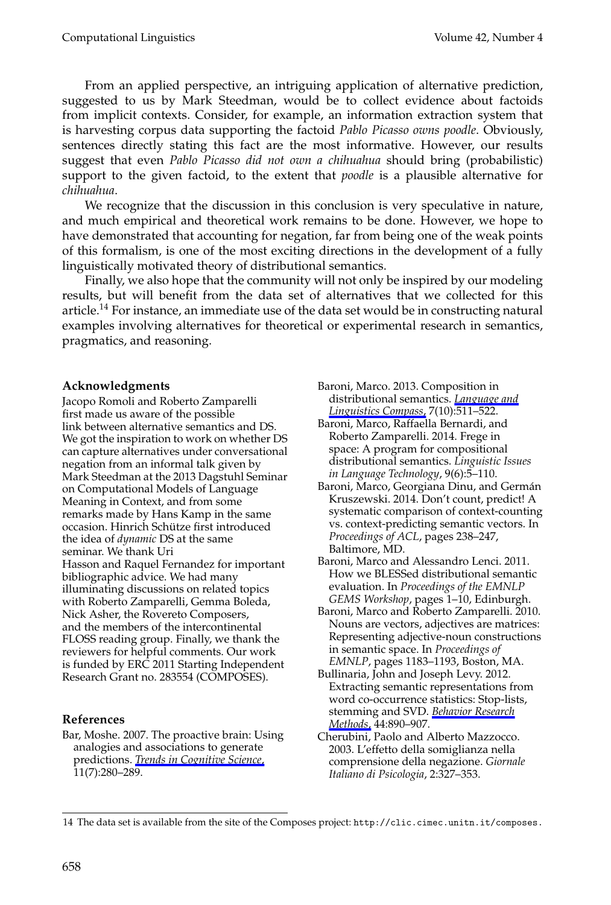From an applied perspective, an intriguing application of alternative prediction, suggested to us by Mark Steedman, would be to collect evidence about factoids from implicit contexts. Consider, for example, an information extraction system that is harvesting corpus data supporting the factoid *Pablo Picasso owns poodle*. Obviously, sentences directly stating this fact are the most informative. However, our results suggest that even *Pablo Picasso did not own a chihuahua* should bring (probabilistic) support to the given factoid, to the extent that *poodle* is a plausible alternative for *chihuahua*.

We recognize that the discussion in this conclusion is very speculative in nature, and much empirical and theoretical work remains to be done. However, we hope to have demonstrated that accounting for negation, far from being one of the weak points of this formalism, is one of the most exciting directions in the development of a fully linguistically motivated theory of distributional semantics.

Finally, we also hope that the community will not only be inspired by our modeling results, but will benefit from the data set of alternatives that we collected for this article.[14] For instance, an immediate use of the data set would be in constructing natural examples involving alternatives for theoretical or experimental research in semantics, pragmatics, and reasoning.

## Acknowledgments

Jacopo Romoli and Roberto Zamparelli first made us aware of the possible link between alternative semantics and DS. We got the inspiration to work on whether DS can capture alternatives under conversational negation from an informal talk given by Mark Steedman at the 2013 Dagstuhl Seminar on Computational Models of Language Meaning in Context, and from some remarks made by Hans Kamp in the same occasion. Hinrich Schütze first introduced the idea of *dynamic* DS at the same seminar. We thank Uri Hasson and Raquel Fernandez for important bibliographic advice. We had many illuminating discussions on related topics with Roberto Zamparelli, Gemma Boleda, Nick Asher, the Rovereto Composers, and the members of the intercontinental FLOSS reading group. Finally, we thank the reviewers for helpful comments. Our work is funded by ERC 2011 Starting Independent Research Grant no. 283554 (COMPOSES).

## References

Bar, Moshe. 2007. The proactive brain: Using analogies and associations to generate predictions. *Trends in Cognitive Science*, 11(7):280–289.

Baroni, Marco. 2013. Composition in distributional semantics. *Language and Linguistics Compass*, 7(10):511–522.

Baroni, Marco, Raffaella Bernardi, and Roberto Zamparelli. 2014. Frege in space: A program for compositional distributional semantics. *Linguistic Issues in Language Technology*, 9(6):5–110.

Baroni, Marco, Georgiana Dinu, and Germán Kruszewski. 2014. Don't count, predict! A systematic comparison of context-counting vs. context-predicting semantic vectors. In *Proceedings of ACL*, pages 238–247, Baltimore, MD.

Baroni, Marco and Alessandro Lenci. 2011. How we BLESSed distributional semantic evaluation. In *Proceedings of the EMNLP GEMS Workshop*, pages 1–10, Edinburgh.

Baroni, Marco and Roberto Zamparelli. 2010. Nouns are vectors, adjectives are matrices: Representing adjective-noun constructions in semantic space. In *Proceedings of EMNLP*, pages 1183–1193, Boston, MA.

Bullinaria, John and Joseph Levy. 2012. Extracting semantic representations from word co-occurrence statistics: Stop-lists, stemming and SVD. *Behavior Research Methods*, 44:890–907.

Cherubini, Paolo and Alberto Mazzocco. 2003. L'effetto della somiglianza nella comprensione della negazione. *Giornale Italiano di Psicologia*, 2:327–353.

14 The data set is available from the site of the Composes project: http://clic.cimec.unitn.it/composes.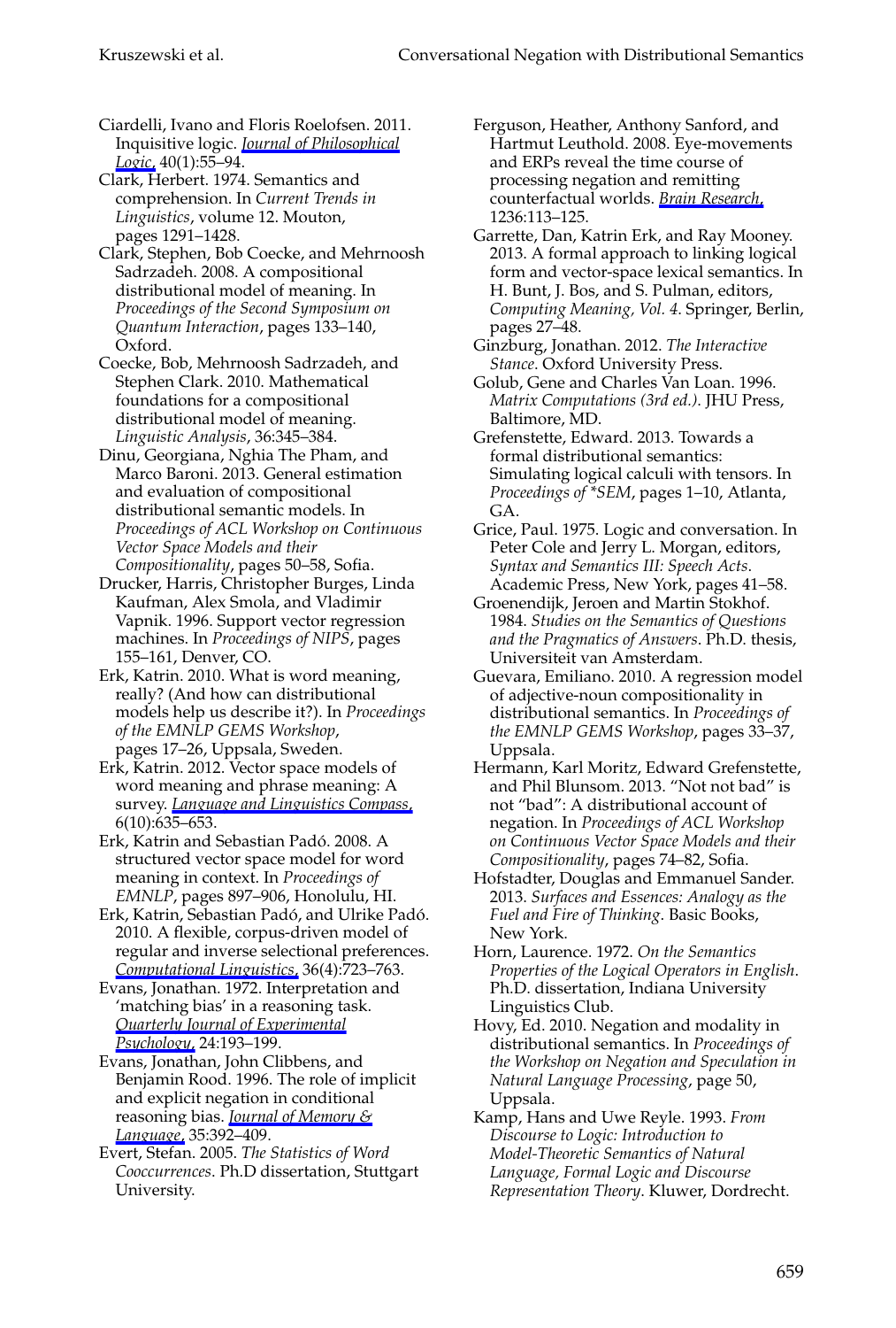Ciardelli, Ivano and Floris Roelofsen. 2011. Inquisitive logic. *Journal of Philosophical Logic*, 40(1):55–94.

Clark, Herbert. 1974. Semantics and comprehension. In *Current Trends in Linguistics*, volume 12. Mouton, pages 1291–1428.

Clark, Stephen, Bob Coecke, and Mehrnoosh Sadrzadeh. 2008. A compositional distributional model of meaning. In *Proceedings of the Second Symposium on Quantum Interaction*, pages 133–140, Oxford.

Coecke, Bob, Mehrnoosh Sadrzadeh, and Stephen Clark. 2010. Mathematical foundations for a compositional distributional model of meaning. *Linguistic Analysis*, 36:345–384.

Dinu, Georgiana, Nghia The Pham, and Marco Baroni. 2013. General estimation and evaluation of compositional distributional semantic models. In *Proceedings of ACL Workshop on Continuous Vector Space Models and their Compositionality*, pages 50–58, Sofia.

Drucker, Harris, Christopher Burges, Linda Kaufman, Alex Smola, and Vladimir Vapnik. 1996. Support vector regression machines. In *Proceedings of NIPS*, pages 155–161, Denver, CO.

Erk, Katrin. 2010. What is word meaning, really? (And how can distributional models help us describe it?). In *Proceedings of the EMNLP GEMS Workshop*, pages 17–26, Uppsala, Sweden.

Erk, Katrin. 2012. Vector space models of word meaning and phrase meaning: A survey. *Language and Linguistics Compass*, 6(10):635–653.

Erk, Katrin and Sebastian Padó. 2008. A structured vector space model for word meaning in context. In *Proceedings of EMNLP*, pages 897–906, Honolulu, HI.

Erk, Katrin, Sebastian Padó, and Ulrike Padó. 2010. A flexible, corpus-driven model of regular and inverse selectional preferences. *Computational Linguistics*, 36(4):723–763.

Evans, Jonathan. 1972. Interpretation and 'matching bias' in a reasoning task. *Quarterly Journal of Experimental Psychology*, 24:193–199.

Evans, Jonathan, John Clibbens, and Benjamin Rood. 1996. The role of implicit and explicit negation in conditional reasoning bias. *Journal of Memory & Language*, 35:392–409.

Evert, Stefan. 2005. *The Statistics of Word Cooccurrences*. Ph.D dissertation, Stuttgart University.

Ferguson, Heather, Anthony Sanford, and Hartmut Leuthold. 2008. Eye-movements and ERPs reveal the time course of processing negation and remitting counterfactual worlds. *Brain Research*, 1236:113–125.

Garrette, Dan, Katrin Erk, and Ray Mooney. 2013. A formal approach to linking logical form and vector-space lexical semantics. In H. Bunt, J. Bos, and S. Pulman, editors, *Computing Meaning, Vol. 4*. Springer, Berlin, pages 27–48.

Ginzburg, Jonathan. 2012. *The Interactive Stance*. Oxford University Press.

Golub, Gene and Charles Van Loan. 1996. *Matrix Computations (3rd ed.)*. JHU Press, Baltimore, MD.

Grefenstette, Edward. 2013. Towards a formal distributional semantics: Simulating logical calculi with tensors. In *Proceedings of *SEM*, pages 1–10, Atlanta, GA.

Grice, Paul. 1975. Logic and conversation. In Peter Cole and Jerry L. Morgan, editors, *Syntax and Semantics III: Speech Acts*. Academic Press, New York, pages 41–58.

Groenendijk, Jeroen and Martin Stokhof. 1984. *Studies on the Semantics of Questions and the Pragmatics of Answers*. Ph.D. thesis, Universiteit van Amsterdam.

Guevara, Emiliano. 2010. A regression model of adjective-noun compositionality in distributional semantics. In *Proceedings of the EMNLP GEMS Workshop*, pages 33–37, Uppsala.

Hermann, Karl Moritz, Edward Grefenstette, and Phil Blunsom. 2013. "Not not bad" is not "bad": A distributional account of negation. In *Proceedings of ACL Workshop on Continuous Vector Space Models and their Compositionality*, pages 74–82, Sofia.

Hofstadter, Douglas and Emmanuel Sander. 2013. *Surfaces and Essences: Analogy as the Fuel and Fire of Thinking*. Basic Books, New York.

Horn, Laurence. 1972. *On the Semantics Properties of the Logical Operators in English*. Ph.D. dissertation, Indiana University Linguistics Club.

Hovy, Ed. 2010. Negation and modality in distributional semantics. In *Proceedings of the Workshop on Negation and Speculation in Natural Language Processing*, page 50, Uppsala.

Kamp, Hans and Uwe Reyle. 1993. *From Discourse to Logic: Introduction to Model-Theoretic Semantics of Natural Language, Formal Logic and Discourse Representation Theory*. Kluwer, Dordrecht.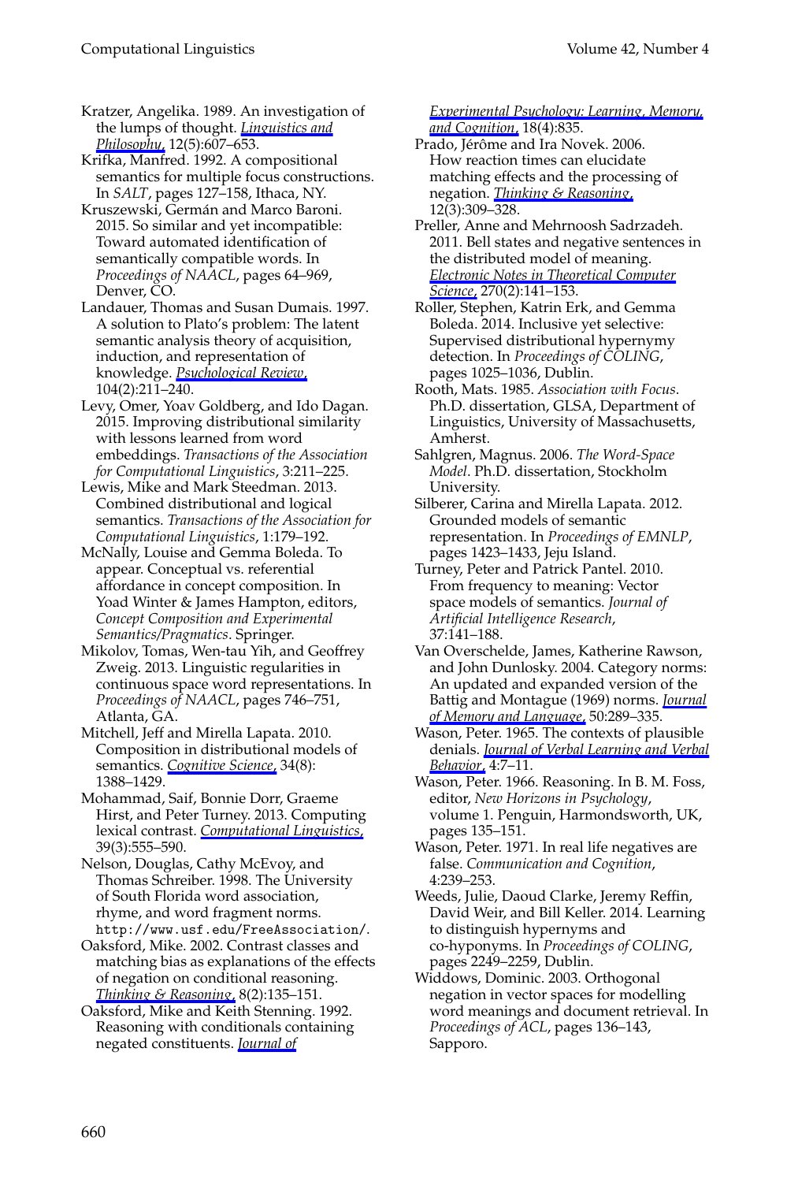Kratzer, Angelika. 1989. An investigation of the lumps of thought. *Linguistics and Philosophy*, 12(5):607–653.

Krifka, Manfred. 1992. A compositional semantics for multiple focus constructions. In *SALT*, pages 127–158, Ithaca, NY.

Kruszewski, Germán and Marco Baroni. 2015. So similar and yet incompatible: Toward automated identification of semantically compatible words. In *Proceedings of NAACL*, pages 64–969, Denver, CO.

Landauer, Thomas and Susan Dumais. 1997. A solution to Plato's problem: The latent semantic analysis theory of acquisition, induction, and representation of knowledge. *Psychological Review*, 104(2):211–240.

Levy, Omer, Yoav Goldberg, and Ido Dagan. 2015. Improving distributional similarity with lessons learned from word embeddings. *Transactions of the Association for Computational Linguistics*, 3:211–225.

Lewis, Mike and Mark Steedman. 2013. Combined distributional and logical semantics. *Transactions of the Association for Computational Linguistics*, 1:179–192.

McNally, Louise and Gemma Boleda. To appear. Conceptual vs. referential affordance in concept composition. In Yoad Winter & James Hampton, editors, *Concept Composition and Experimental Semantics/Pragmatics*. Springer.

Mikolov, Tomas, Wen-tau Yih, and Geoffrey Zweig. 2013. Linguistic regularities in continuous space word representations. In *Proceedings of NAACL*, pages 746–751, Atlanta, GA.

Mitchell, Jeff and Mirella Lapata. 2010. Composition in distributional models of semantics. *Cognitive Science*, 34(8): 1388–1429.

Mohammad, Saif, Bonnie Dorr, Graeme Hirst, and Peter Turney. 2013. Computing lexical contrast. *Computational Linguistics*, 39(3):555–590.

Nelson, Douglas, Cathy McEvoy, and Thomas Schreiber. 1998. The University of South Florida word association, rhyme, and word fragment norms. http://www.usf.edu/FreeAssociation/.

Oaksford, Mike. 2002. Contrast classes and matching bias as explanations of the effects of negation on conditional reasoning. *Thinking & Reasoning*, 8(2):135–151.

Oaksford, Mike and Keith Stenning. 1992. Reasoning with conditionals containing negated constituents. *Journal of Experimental Psychology: Learning, Memory, and Cognition*, 18(4):835.

Prado, Jérôme and Ira Novek. 2006. How reaction times can elucidate matching effects and the processing of negation. *Thinking & Reasoning*, 12(3):309–328.

Preller, Anne and Mehrnoosh Sadrzadeh. 2011. Bell states and negative sentences in the distributed model of meaning. *Electronic Notes in Theoretical Computer Science*, 270(2):141–153.

Roller, Stephen, Katrin Erk, and Gemma Boleda. 2014. Inclusive yet selective: Supervised distributional hypernymy detection. In *Proceedings of COLING*, pages 1025–1036, Dublin.

Rooth, Mats. 1985. *Association with Focus*. Ph.D. dissertation, GLSA, Department of Linguistics, University of Massachusetts, Amherst.

Sahlgren, Magnus. 2006. *The Word-Space Model*. Ph.D. dissertation, Stockholm University.

Silberer, Carina and Mirella Lapata. 2012. Grounded models of semantic representation. In *Proceedings of EMNLP*, pages 1423–1433, Jeju Island.

Turney, Peter and Patrick Pantel. 2010. From frequency to meaning: Vector space models of semantics. *Journal of Artificial Intelligence Research*, 37:141–188.

Van Overschelde, James, Katherine Rawson, and John Dunlosky. 2004. Category norms: An updated and expanded version of the Battig and Montague (1969) norms. *Journal of Memory and Language*, 50:289–335.

Wason, Peter. 1965. The contexts of plausible denials. *Journal of Verbal Learning and Verbal Behavior*, 4:7–11.

Wason, Peter. 1966. Reasoning. In B. M. Foss, editor, *New Horizons in Psychology*, volume 1. Penguin, Harmondsworth, UK, pages 135–151.

Wason, Peter. 1971. In real life negatives are false. *Communication and Cognition*, 4:239–253.

Weeds, Julie, Daoud Clarke, Jeremy Reffin, David Weir, and Bill Keller. 2014. Learning to distinguish hypernyms and co-hyponyms. In *Proceedings of COLING*, pages 2249–2259, Dublin.

Widdows, Dominic. 2003. Orthogonal negation in vector spaces for modelling word meanings and document retrieval. In *Proceedings of ACL*, pages 136–143, Sapporo.